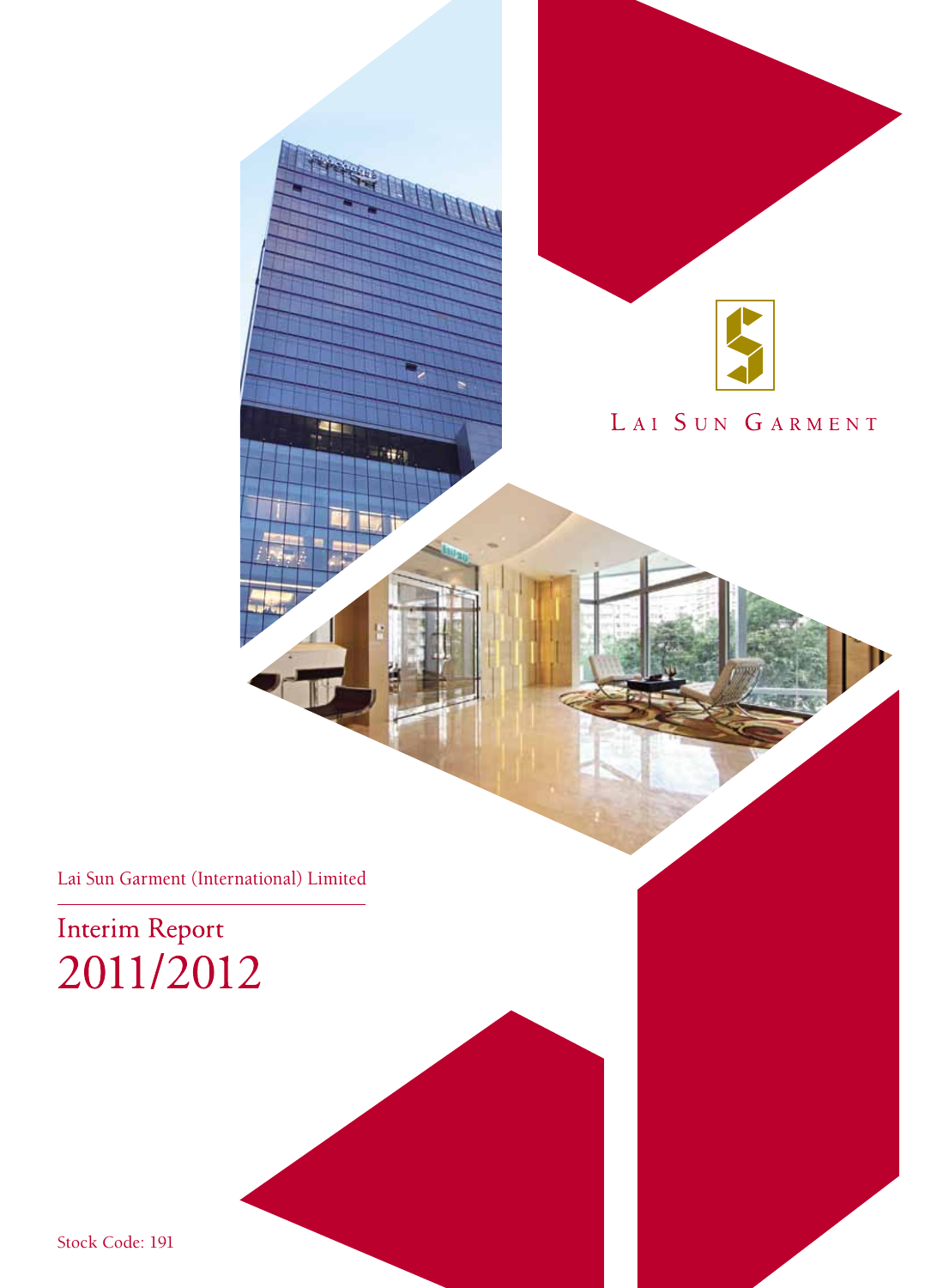LAI SUN GARMENT

Lai Sun Garment (International) Limited

# Interim Report 2011/2012

Stock Code: 191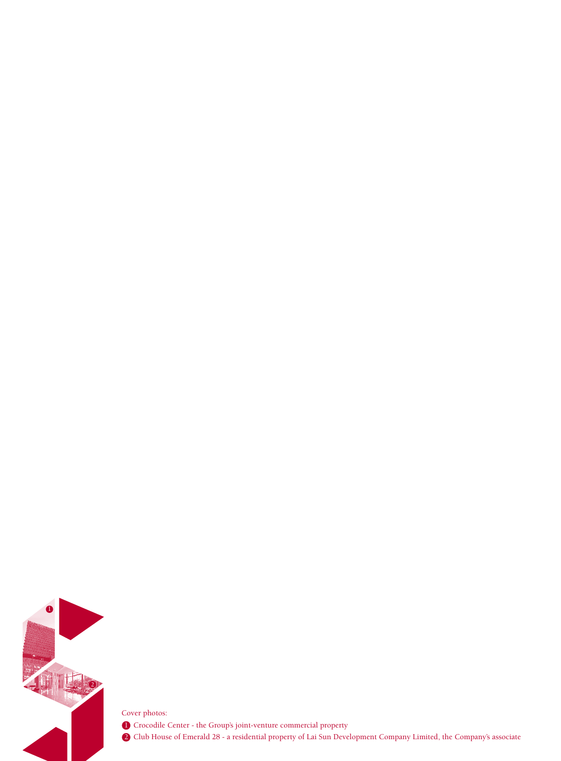Cover photos:

1. Crocodile Center - the Group's joint-venture commercial property
2. Club House of Emerald 28 - a residential property of Lai Sun Development Company Limited, the Company's associate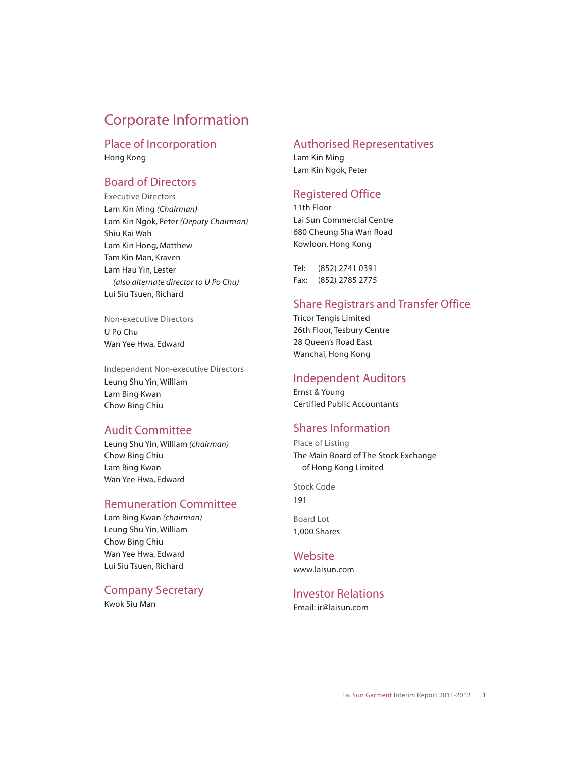# Corporate Information

## Place of Incorporation

Hong Kong

## Board of Directors

Executive Directors

Lam Kin Ming *(Chairman)*
Lam Kin Ngok, Peter *(Deputy Chairman)*
Shiu Kai Wah
Lam Kin Hong, Matthew
Tam Kin Man, Kraven
Lam Hau Yin, Lester
*(also alternate director to U Po Chu)*
Lui Siu Tsuen, Richard

Non-executive Directors

U Po Chu
Wan Yee Hwa, Edward

Independent Non-executive Directors

Leung Shu Yin, William
Lam Bing Kwan
Chow Bing Chiu

## Audit Committee

Leung Shu Yin, William *(chairman)*
Chow Bing Chiu
Lam Bing Kwan
Wan Yee Hwa, Edward

## Remuneration Committee

Lam Bing Kwan *(chairman)*
Leung Shu Yin, William
Chow Bing Chiu
Wan Yee Hwa, Edward
Lui Siu Tsuen, Richard

## Company Secretary

Kwok Siu Man

## Authorised Representatives

Lam Kin Ming
Lam Kin Ngok, Peter

## Registered Office

11th Floor
Lai Sun Commercial Centre
680 Cheung Sha Wan Road
Kowloon, Hong Kong

Tel: (852) 2741 0391
Fax: (852) 2785 2775

## Share Registrars and Transfer Office

Tricor Tengis Limited
26th Floor, Tesbury Centre
28 Queen's Road East
Wanchai, Hong Kong

## Independent Auditors

Ernst & Young
Certified Public Accountants

## Shares Information

Place of Listing

The Main Board of The Stock Exchange of Hong Kong Limited

Stock Code

191

Board Lot

1,000 Shares

## Website

www.laisun.com

## Investor Relations

Email: ir@laisun.com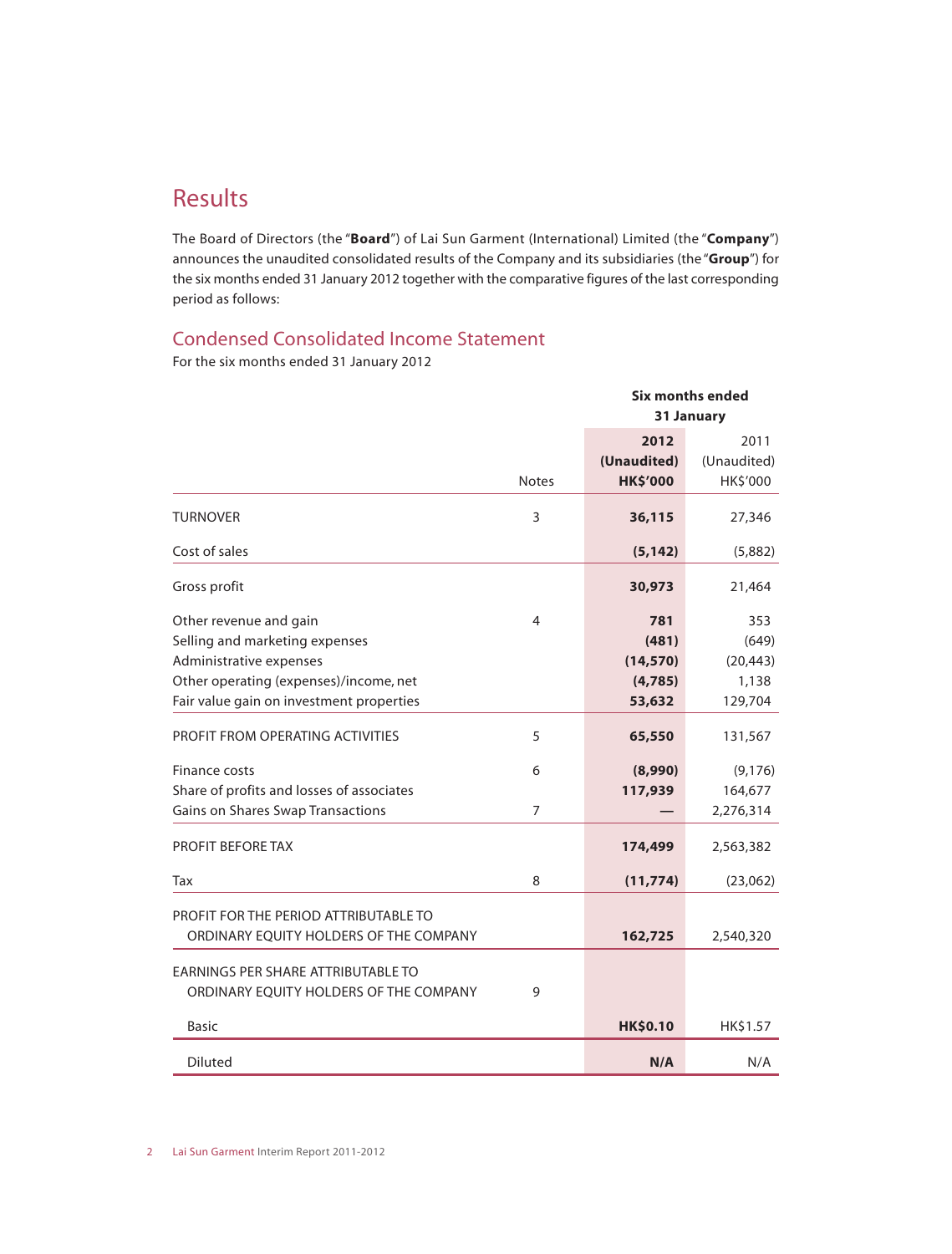# Results

The Board of Directors (the "**Board**") of Lai Sun Garment (International) Limited (the "**Company**") announces the unaudited consolidated results of the Company and its subsidiaries (the "**Group**") for the six months ended 31 January 2012 together with the comparative figures of the last corresponding period as follows:

## Condensed Consolidated Income Statement

For the six months ended 31 January 2012

| | Notes | **Six months ended 31 January** | |
|---|---|---|---|
| | | **2012** **(Unaudited)** **HK$'000** | 2011 (Unaudited) HK$'000 |
| TURNOVER | 3 | **36,115** | 27,346 |
| Cost of sales | | **(5,142)** | (5,882) |
| Gross profit | | **30,973** | 21,464 |
| Other revenue and gain | 4 | **781** | 353 |
| Selling and marketing expenses | | **(481)** | (649) |
| Administrative expenses | | **(14,570)** | (20,443) |
| Other operating (expenses)/income, net | | **(4,785)** | 1,138 |
| Fair value gain on investment properties | | **53,632** | 129,704 |
| PROFIT FROM OPERATING ACTIVITIES | 5 | **65,550** | 131,567 |
| Finance costs | 6 | **(8,990)** | (9,176) |
| Share of profits and losses of associates | | **117,939** | 164,677 |
| Gains on Shares Swap Transactions | 7 | **—** | 2,276,314 |
| PROFIT BEFORE TAX | | **174,499** | 2,563,382 |
| Tax | 8 | **(11,774)** | (23,062) |
| PROFIT FOR THE PERIOD ATTRIBUTABLE TO ORDINARY EQUITY HOLDERS OF THE COMPANY | | **162,725** | 2,540,320 |
| EARNINGS PER SHARE ATTRIBUTABLE TO ORDINARY EQUITY HOLDERS OF THE COMPANY | 9 | | |
| Basic | | **HK$0.10** | HK$1.57 |
| Diluted | | **N/A** | N/A |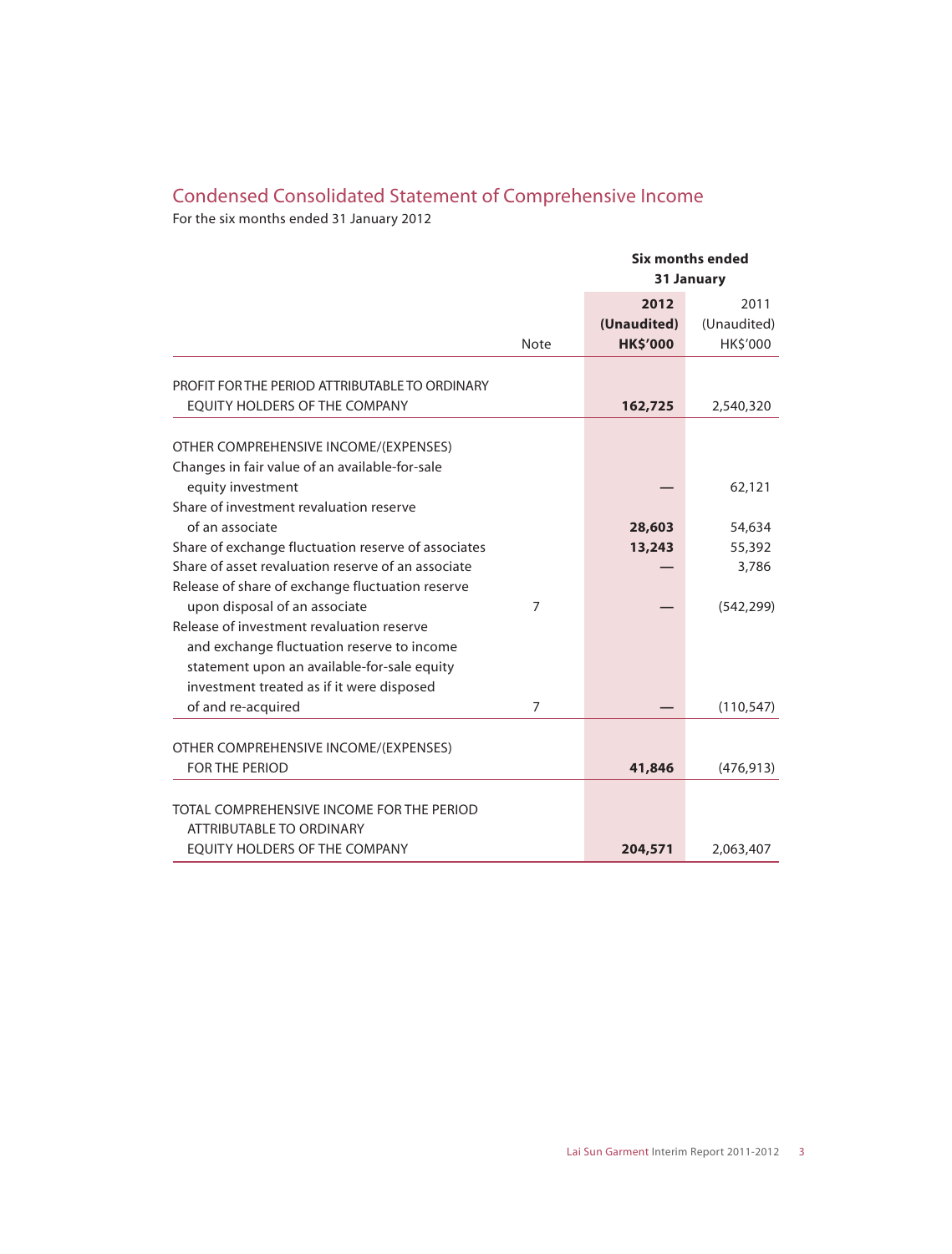## Condensed Consolidated Statement of Comprehensive Income

For the six months ended 31 January 2012

| | Note | Six months ended 31 January 2012 (Unaudited) HK$'000 | 2011 (Unaudited) HK$'000 |
|---|---|---|---|
| PROFIT FOR THE PERIOD ATTRIBUTABLE TO ORDINARY EQUITY HOLDERS OF THE COMPANY | | **162,725** | 2,540,320 |
| OTHER COMPREHENSIVE INCOME/(EXPENSES) | | | |
| Changes in fair value of an available-for-sale equity investment | | **—** | 62,121 |
| Share of investment revaluation reserve of an associate | | **28,603** | 54,634 |
| Share of exchange fluctuation reserve of associates | | **13,243** | 55,392 |
| Share of asset revaluation reserve of an associate | | **—** | 3,786 |
| Release of share of exchange fluctuation reserve upon disposal of an associate | 7 | **—** | (542,299) |
| Release of investment revaluation reserve and exchange fluctuation reserve to income statement upon an available-for-sale equity investment treated as if it were disposed of and re-acquired | 7 | **—** | (110,547) |
| OTHER COMPREHENSIVE INCOME/(EXPENSES) FOR THE PERIOD | | **41,846** | (476,913) |
| TOTAL COMPREHENSIVE INCOME FOR THE PERIOD ATTRIBUTABLE TO ORDINARY EQUITY HOLDERS OF THE COMPANY | | **204,571** | 2,063,407 |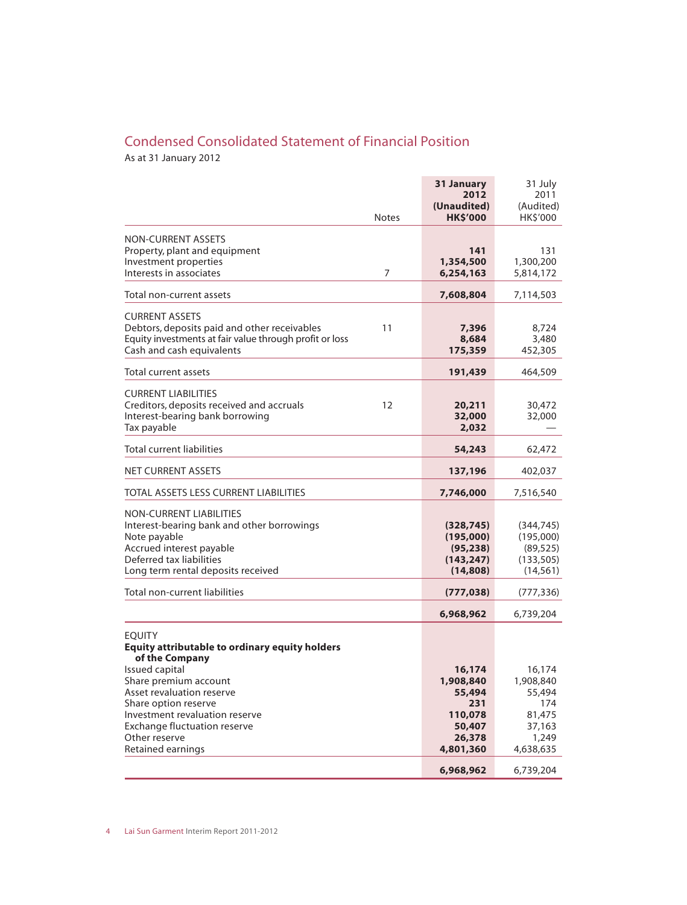## Condensed Consolidated Statement of Financial Position

As at 31 January 2012

| | Notes | **31 January 2012 (Unaudited) HK$'000** | 31 July 2011 (Audited) HK$'000 |
|---|---|---|---|
| NON-CURRENT ASSETS | | | |
| Property, plant and equipment | | **141** | 131 |
| Investment properties | | **1,354,500** | 1,300,200 |
| Interests in associates | 7 | **6,254,163** | 5,814,172 |
| Total non-current assets | | **7,608,804** | 7,114,503 |
| CURRENT ASSETS | | | |
| Debtors, deposits paid and other receivables | 11 | **7,396** | 8,724 |
| Equity investments at fair value through profit or loss | | **8,684** | 3,480 |
| Cash and cash equivalents | | **175,359** | 452,305 |
| Total current assets | | **191,439** | 464,509 |
| CURRENT LIABILITIES | | | |
| Creditors, deposits received and accruals | 12 | **20,211** | 30,472 |
| Interest-bearing bank borrowing | | **32,000** | 32,000 |
| Tax payable | | **2,032** | — |
| Total current liabilities | | **54,243** | 62,472 |
| NET CURRENT ASSETS | | **137,196** | 402,037 |
| TOTAL ASSETS LESS CURRENT LIABILITIES | | **7,746,000** | 7,516,540 |
| NON-CURRENT LIABILITIES | | | |
| Interest-bearing bank and other borrowings | | **(328,745)** | (344,745) |
| Note payable | | **(195,000)** | (195,000) |
| Accrued interest payable | | **(95,238)** | (89,525) |
| Deferred tax liabilities | | **(143,247)** | (133,505) |
| Long term rental deposits received | | **(14,808)** | (14,561) |
| Total non-current liabilities | | **(777,038)** | (777,336) |
| | | **6,968,962** | 6,739,204 |
| EQUITY | | | |
| **Equity attributable to ordinary equity holders of the Company** | | | |
| Issued capital | | **16,174** | 16,174 |
| Share premium account | | **1,908,840** | 1,908,840 |
| Asset revaluation reserve | | **55,494** | 55,494 |
| Share option reserve | | **231** | 174 |
| Investment revaluation reserve | | **110,078** | 81,475 |
| Exchange fluctuation reserve | | **50,407** | 37,163 |
| Other reserve | | **26,378** | 1,249 |
| Retained earnings | | **4,801,360** | 4,638,635 |
| | | **6,968,962** | 6,739,204 |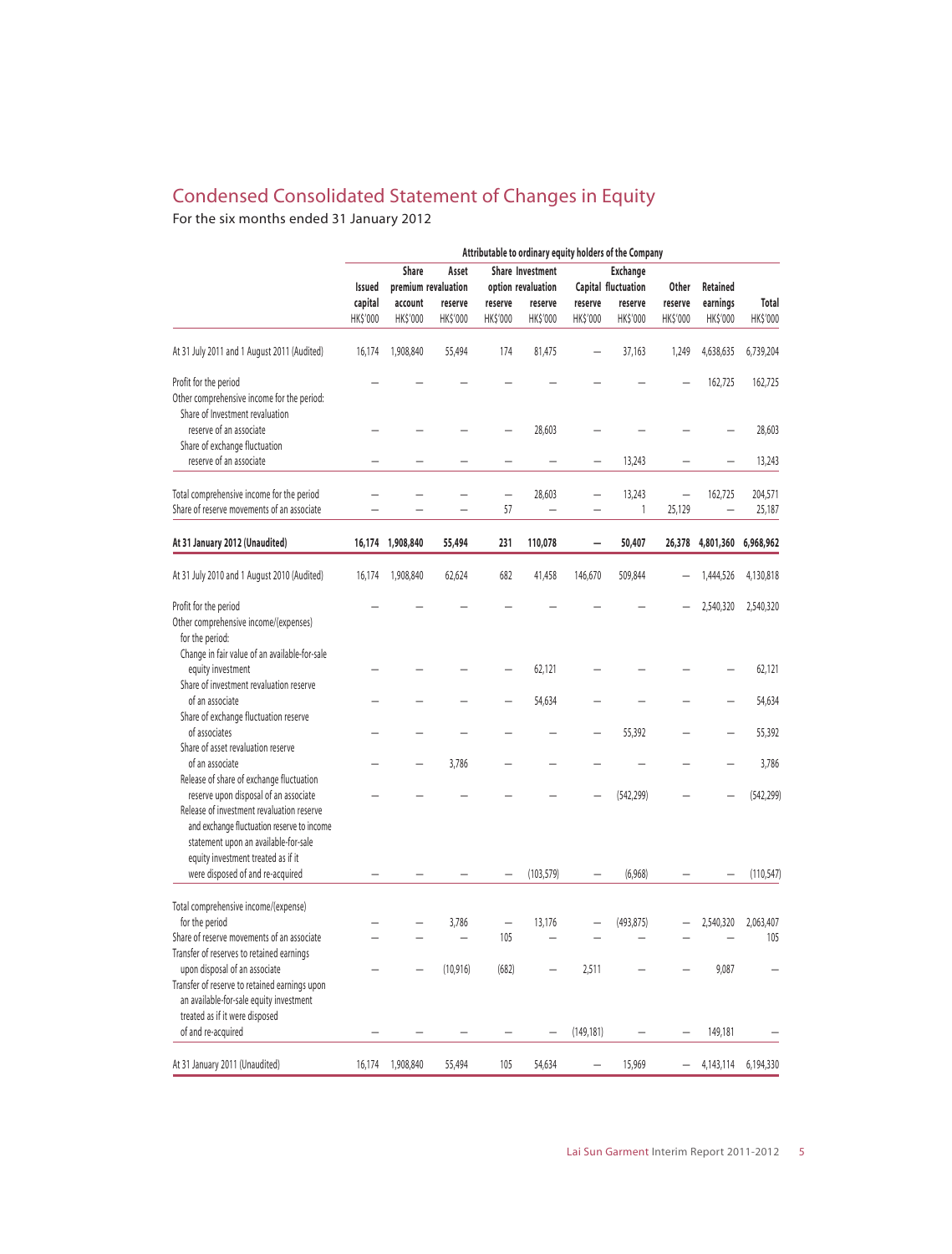# Condensed Consolidated Statement of Changes in Equity

For the six months ended 31 January 2012

| | Attributable to ordinary equity holders of the Company | | | | | | | | | |
|---|---|---|---|---|---|---|---|---|---|---|
| | Issued capital HK$'000 | Share premium account HK$'000 | Asset revaluation reserve HK$'000 | Share option reserve HK$'000 | Investment revaluation reserve HK$'000 | Capital reserve HK$'000 | Exchange fluctuation reserve HK$'000 | Other reserve HK$'000 | Retained earnings HK$'000 | Total HK$'000 |
| At 31 July 2011 and 1 August 2011 (Audited) | 16,174 | 1,908,840 | 55,494 | 174 | 81,475 | – | 37,163 | 1,249 | 4,638,635 | 6,739,204 |
| Profit for the period | – | – | – | – | – | – | – | – | 162,725 | 162,725 |
| Other comprehensive income for the period: | | | | | | | | | | |
| Share of Investment revaluation reserve of an associate | – | – | – | – | 28,603 | – | – | – | – | 28,603 |
| Share of exchange fluctuation reserve of an associate | – | – | – | – | – | – | 13,243 | – | – | 13,243 |
| Total comprehensive income for the period | – | – | – | – | 28,603 | – | 13,243 | – | 162,725 | 204,571 |
| Share of reserve movements of an associate | – | – | – | 57 | – | – | 1 | 25,129 | – | 25,187 |
| **At 31 January 2012 (Unaudited)** | **16,174** | **1,908,840** | **55,494** | **231** | **110,078** | **–** | **50,407** | **26,378** | **4,801,360** | **6,968,962** |
| At 31 July 2010 and 1 August 2010 (Audited) | 16,174 | 1,908,840 | 62,624 | 682 | 41,458 | 146,670 | 509,844 | – | 1,444,526 | 4,130,818 |
| Profit for the period | – | – | – | – | – | – | – | – | 2,540,320 | 2,540,320 |
| Other comprehensive income/(expenses) for the period: | | | | | | | | | | |
| Change in fair value of an available-for-sale equity investment | – | – | – | – | 62,121 | – | – | – | – | 62,121 |
| Share of investment revaluation reserve of an associate | – | – | – | – | 54,634 | – | – | – | – | 54,634 |
| Share of exchange fluctuation reserve of associates | – | – | – | – | – | – | 55,392 | – | – | 55,392 |
| Share of asset revaluation reserve of an associate | – | – | 3,786 | – | – | – | – | – | – | 3,786 |
| Release of share of exchange fluctuation reserve upon disposal of an associate | – | – | – | – | – | – | (542,299) | – | – | (542,299) |
| Release of investment revaluation reserve and exchange fluctuation reserve to income statement upon an available-for-sale equity investment treated as if it were disposed of and re-acquired | – | – | – | – | (103,579) | – | (6,968) | – | – | (110,547) |
| Total comprehensive income/(expense) for the period | – | – | 3,786 | – | 13,176 | – | (493,875) | – | 2,540,320 | 2,063,407 |
| Share of reserve movements of an associate | – | – | – | 105 | – | – | – | – | – | 105 |
| Transfer of reserves to retained earnings upon disposal of an associate | – | – | (10,916) | (682) | – | 2,511 | – | – | 9,087 | – |
| Transfer of reserve to retained earnings upon an available-for-sale equity investment treated as if it were disposed of and re-acquired | – | – | – | – | – | (149,181) | – | – | 149,181 | – |
| At 31 January 2011 (Unaudited) | 16,174 | 1,908,840 | 55,494 | 105 | 54,634 | – | 15,969 | – | 4,143,114 | 6,194,330 |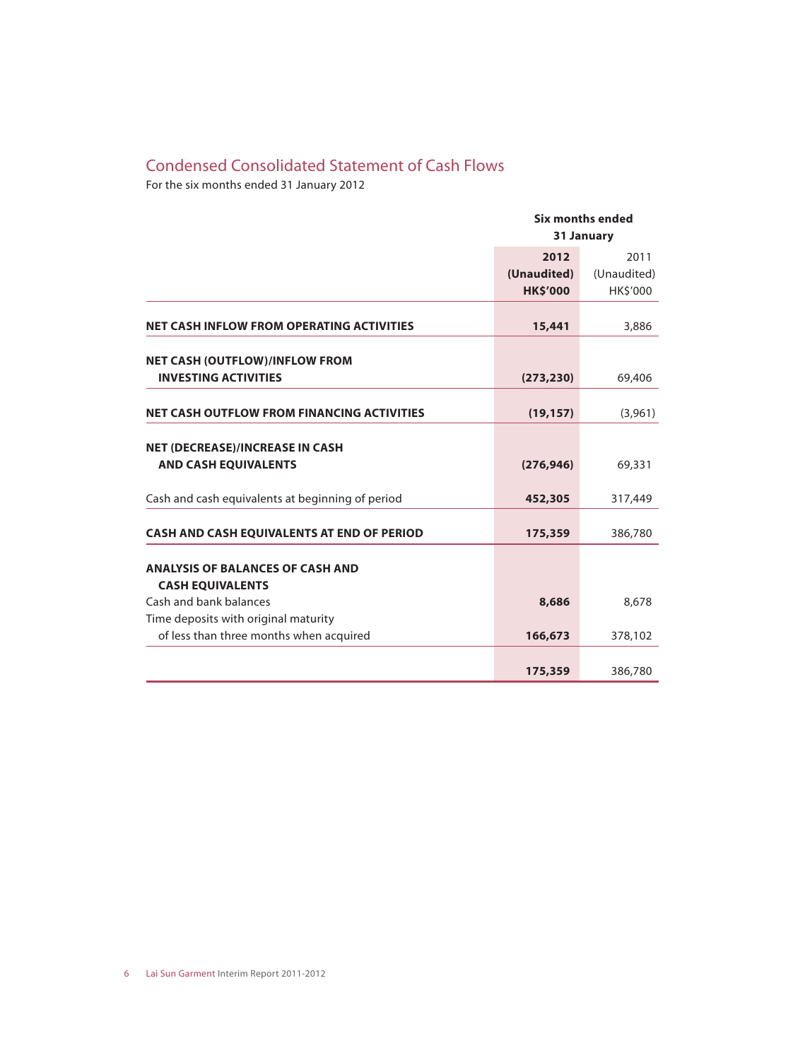## Condensed Consolidated Statement of Cash Flows

For the six months ended 31 January 2012

| | Six months ended 31 January | |
|---|---|---|
| | **2012** **(Unaudited)** **HK$'000** | 2011 (Unaudited) HK$'000 |
| **NET CASH INFLOW FROM OPERATING ACTIVITIES** | **15,441** | 3,886 |
| **NET CASH (OUTFLOW)/INFLOW FROM INVESTING ACTIVITIES** | **(273,230)** | 69,406 |
| **NET CASH OUTFLOW FROM FINANCING ACTIVITIES** | **(19,157)** | (3,961) |
| **NET (DECREASE)/INCREASE IN CASH AND CASH EQUIVALENTS** | **(276,946)** | 69,331 |
| Cash and cash equivalents at beginning of period | **452,305** | 317,449 |
| **CASH AND CASH EQUIVALENTS AT END OF PERIOD** | **175,359** | 386,780 |
| **ANALYSIS OF BALANCES OF CASH AND CASH EQUIVALENTS** | | |
| Cash and bank balances | **8,686** | 8,678 |
| Time deposits with original maturity of less than three months when acquired | **166,673** | 378,102 |
| | **175,359** | 386,780 |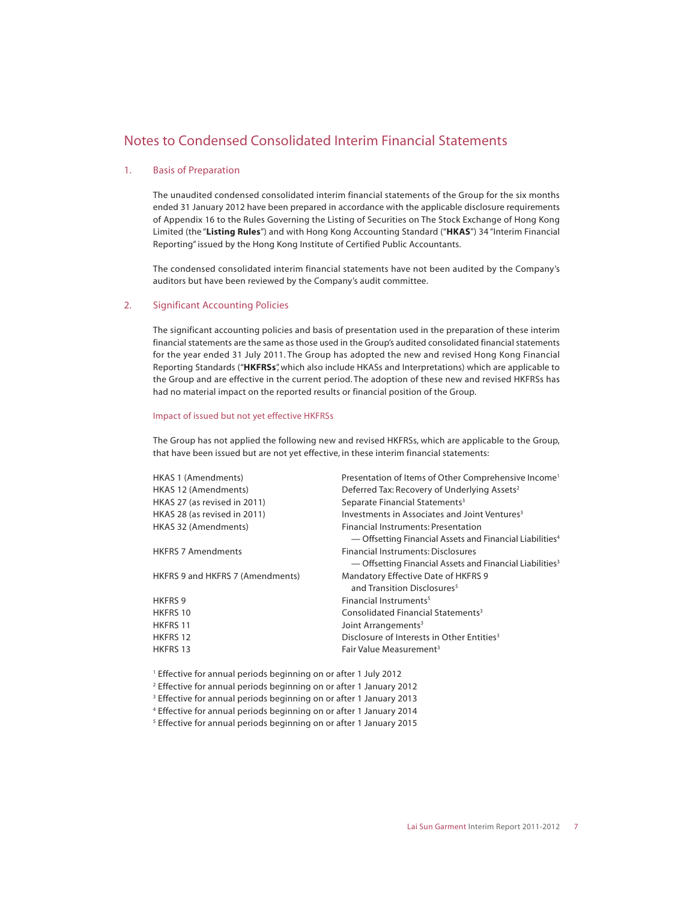# Notes to Condensed Consolidated Interim Financial Statements

## 1. Basis of Preparation

The unaudited condensed consolidated interim financial statements of the Group for the six months ended 31 January 2012 have been prepared in accordance with the applicable disclosure requirements of Appendix 16 to the Rules Governing the Listing of Securities on The Stock Exchange of Hong Kong Limited (the "**Listing Rules**") and with Hong Kong Accounting Standard ("**HKAS**") 34 "Interim Financial Reporting" issued by the Hong Kong Institute of Certified Public Accountants.

The condensed consolidated interim financial statements have not been audited by the Company's auditors but have been reviewed by the Company's audit committee.

## 2. Significant Accounting Policies

The significant accounting policies and basis of presentation used in the preparation of these interim financial statements are the same as those used in the Group's audited consolidated financial statements for the year ended 31 July 2011. The Group has adopted the new and revised Hong Kong Financial Reporting Standards ("**HKFRSs**", which also include HKASs and Interpretations) which are applicable to the Group and are effective in the current period. The adoption of these new and revised HKFRSs has had no material impact on the reported results or financial position of the Group.

### Impact of issued but not yet effective HKFRSs

The Group has not applied the following new and revised HKFRSs, which are applicable to the Group, that have been issued but are not yet effective, in these interim financial statements:

| | |
|---|---|
| HKAS 1 (Amendments) | Presentation of Items of Other Comprehensive Income[1] |
| HKAS 12 (Amendments) | Deferred Tax: Recovery of Underlying Assets[2] |
| HKAS 27 (as revised in 2011) | Separate Financial Statements[3] |
| HKAS 28 (as revised in 2011) | Investments in Associates and Joint Ventures[3] |
| HKAS 32 (Amendments) | Financial Instruments: Presentation — Offsetting Financial Assets and Financial Liabilities[4] |
| HKFRS 7 Amendments | Financial Instruments: Disclosures — Offsetting Financial Assets and Financial Liabilities[3] |
| HKFRS 9 and HKFRS 7 (Amendments) | Mandatory Effective Date of HKFRS 9 and Transition Disclosures[5] |
| HKFRS 9 | Financial Instruments[5] |
| HKFRS 10 | Consolidated Financial Statements[3] |
| HKFRS 11 | Joint Arrangements[3] |
| HKFRS 12 | Disclosure of Interests in Other Entities[3] |
| HKFRS 13 | Fair Value Measurement[3] |

[1] Effective for annual periods beginning on or after 1 July 2012
[2] Effective for annual periods beginning on or after 1 January 2012
[3] Effective for annual periods beginning on or after 1 January 2013
[4] Effective for annual periods beginning on or after 1 January 2014
[5] Effective for annual periods beginning on or after 1 January 2015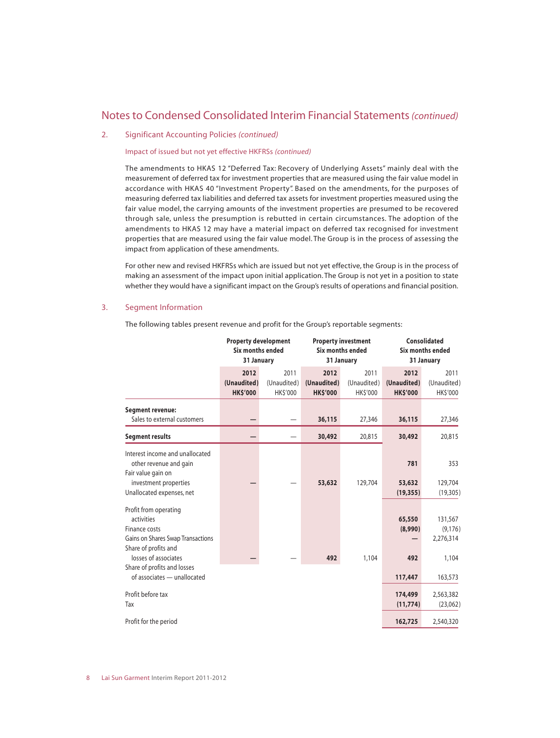# Notes to Condensed Consolidated Interim Financial Statements *(continued)*

## 2. Significant Accounting Policies *(continued)*

### Impact of issued but not yet effective HKFRSs *(continued)*

The amendments to HKAS 12 "Deferred Tax: Recovery of Underlying Assets" mainly deal with the measurement of deferred tax for investment properties that are measured using the fair value model in accordance with HKAS 40 "Investment Property". Based on the amendments, for the purposes of measuring deferred tax liabilities and deferred tax assets for investment properties measured using the fair value model, the carrying amounts of the investment properties are presumed to be recovered through sale, unless the presumption is rebutted in certain circumstances. The adoption of the amendments to HKAS 12 may have a material impact on deferred tax recognised for investment properties that are measured using the fair value model. The Group is in the process of assessing the impact from application of these amendments.

For other new and revised HKFRSs which are issued but not yet effective, the Group is in the process of making an assessment of the impact upon initial application. The Group is not yet in a position to state whether they would have a significant impact on the Group's results of operations and financial position.

## 3. Segment Information

The following tables present revenue and profit for the Group's reportable segments:

| | Property development Six months ended 31 January | | Property investment Six months ended 31 January | | Consolidated Six months ended 31 January | |
|---|---|---|---|---|---|---|
| | **2012 (Unaudited) HK$'000** | 2011 (Unaudited) HK$'000 | **2012 (Unaudited) HK$'000** | 2011 (Unaudited) HK$'000 | **2012 (Unaudited) HK$'000** | 2011 (Unaudited) HK$'000 |
| **Segment revenue:** | | | | | | |
| Sales to external customers | **—** | — | **36,115** | 27,346 | **36,115** | 27,346 |
| **Segment results** | **—** | — | **30,492** | 20,815 | **30,492** | 20,815 |
| Interest income and unallocated other revenue and gain | | | | | **781** | 353 |
| Fair value gain on investment properties | **—** | — | **53,632** | 129,704 | **53,632** | 129,704 |
| Unallocated expenses, net | | | | | **(19,355)** | (19,305) |
| Profit from operating activities | | | | | **65,550** | 131,567 |
| Finance costs | | | | | **(8,990)** | (9,176) |
| Gains on Shares Swap Transactions | | | | | **—** | 2,276,314 |
| Share of profits and losses of associates | **—** | — | **492** | 1,104 | **492** | 1,104 |
| Share of profits and losses of associates — unallocated | | | | | **117,447** | 163,573 |
| Profit before tax | | | | | **174,499** | 2,563,382 |
| Tax | | | | | **(11,774)** | (23,062) |
| Profit for the period | | | | | **162,725** | 2,540,320 |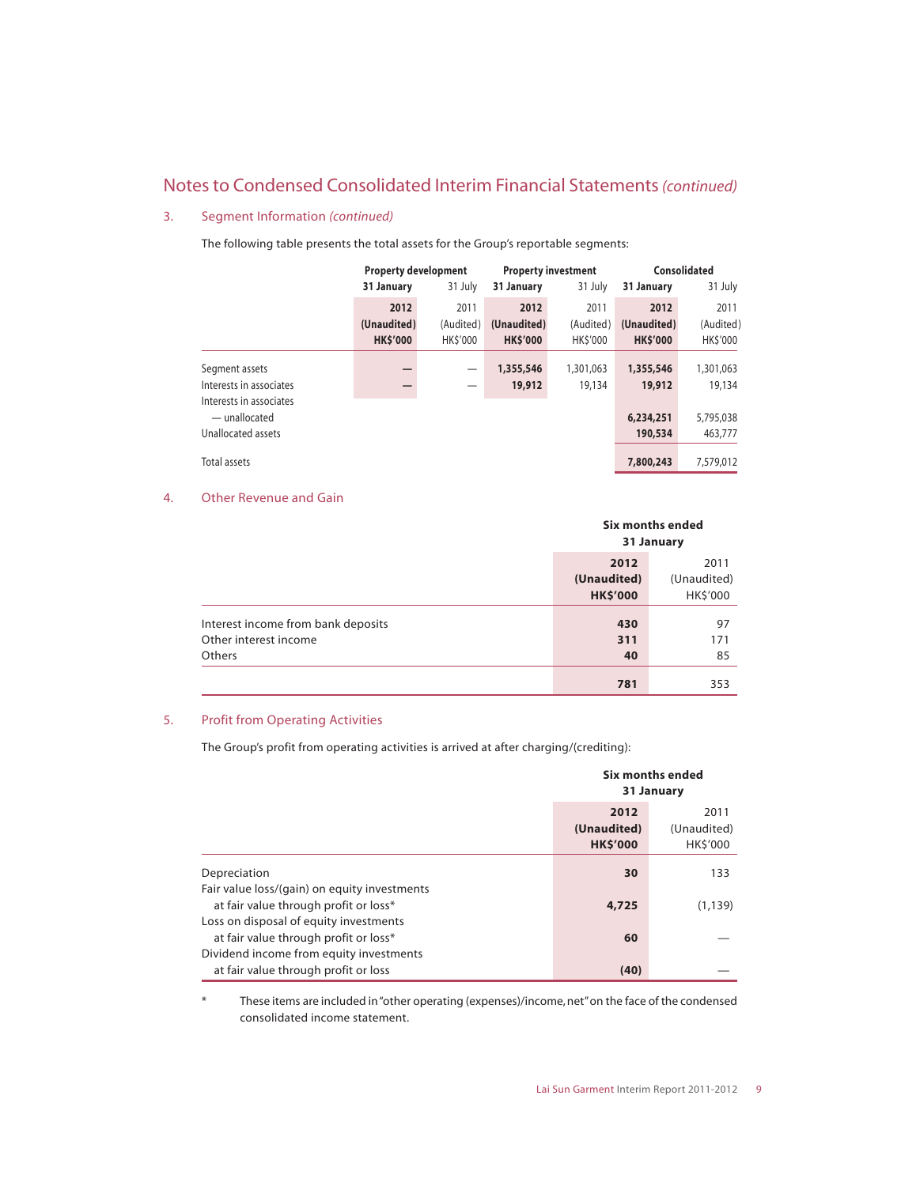# Notes to Condensed Consolidated Interim Financial Statements *(continued)*

## 3. Segment Information *(continued)*

The following table presents the total assets for the Group's reportable segments:

| | Property development | | Property investment | | Consolidated | |
|---|---|---|---|---|---|---|
| | **31 January 2012 (Unaudited) HK$'000** | 31 July 2011 (Audited) HK$'000 | **31 January 2012 (Unaudited) HK$'000** | 31 July 2011 (Audited) HK$'000 | **31 January 2012 (Unaudited) HK$'000** | 31 July 2011 (Audited) HK$'000 |
| Segment assets | **—** | — | **1,355,546** | 1,301,063 | **1,355,546** | 1,301,063 |
| Interests in associates | **—** | — | **19,912** | 19,134 | **19,912** | 19,134 |
| Interests in associates — unallocated | | | | | **6,234,251** | 5,795,038 |
| Unallocated assets | | | | | **190,534** | 463,777 |
| Total assets | | | | | **7,800,243** | 7,579,012 |

## 4. Other Revenue and Gain

| | Six months ended 31 January | |
|---|---|---|
| | **2012 (Unaudited) HK$'000** | 2011 (Unaudited) HK$'000 |
| Interest income from bank deposits | **430** | 97 |
| Other interest income | **311** | 171 |
| Others | **40** | 85 |
| | **781** | 353 |

## 5. Profit from Operating Activities

The Group's profit from operating activities is arrived at after charging/(crediting):

| | Six months ended 31 January | |
|---|---|---|
| | **2012 (Unaudited) HK$'000** | 2011 (Unaudited) HK$'000 |
| Depreciation | **30** | 133 |
| Fair value loss/(gain) on equity investments at fair value through profit or loss* | **4,725** | (1,139) |
| Loss on disposal of equity investments at fair value through profit or loss* | **60** | — |
| Dividend income from equity investments at fair value through profit or loss | **(40)** | — |

\* These items are included in "other operating (expenses)/income, net" on the face of the condensed consolidated income statement.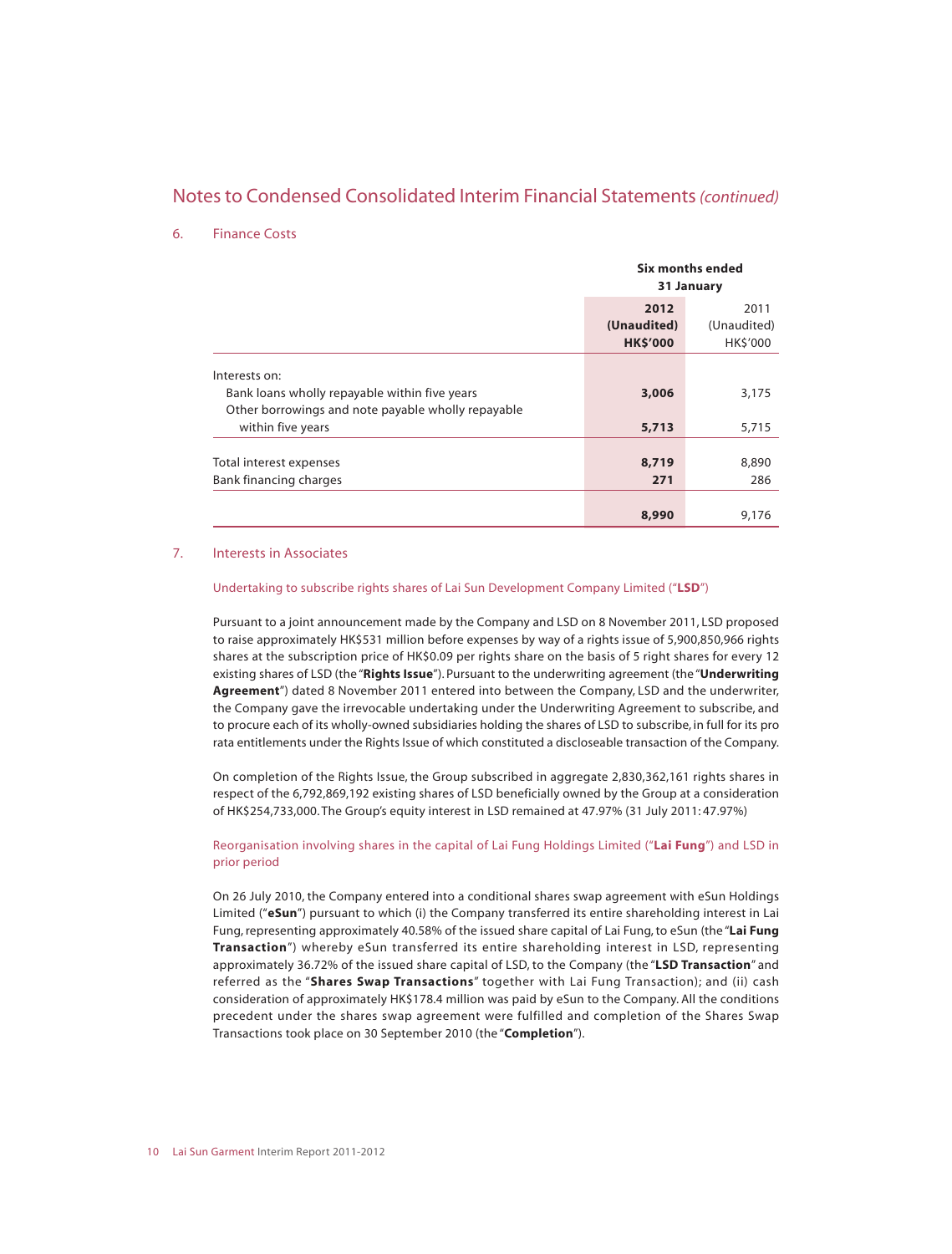# Notes to Condensed Consolidated Interim Financial Statements *(continued)*

## 6. Finance Costs

| | Six months ended 31 January | |
|---|---|---|
| | **2012 (Unaudited) HK$'000** | 2011 (Unaudited) HK$'000 |
| Interests on: | | |
| Bank loans wholly repayable within five years | **3,006** | 3,175 |
| Other borrowings and note payable wholly repayable within five years | **5,713** | 5,715 |
| Total interest expenses | **8,719** | 8,890 |
| Bank financing charges | **271** | 286 |
| | **8,990** | 9,176 |

## 7. Interests in Associates

### Undertaking to subscribe rights shares of Lai Sun Development Company Limited ("**LSD**")

Pursuant to a joint announcement made by the Company and LSD on 8 November 2011, LSD proposed to raise approximately HK$531 million before expenses by way of a rights issue of 5,900,850,966 rights shares at the subscription price of HK$0.09 per rights share on the basis of 5 right shares for every 12 existing shares of LSD (the "**Rights Issue**"). Pursuant to the underwriting agreement (the "**Underwriting Agreement**") dated 8 November 2011 entered into between the Company, LSD and the underwriter, the Company gave the irrevocable undertaking under the Underwriting Agreement to subscribe, and to procure each of its wholly-owned subsidiaries holding the shares of LSD to subscribe, in full for its pro rata entitlements under the Rights Issue of which constituted a discloseable transaction of the Company.

On completion of the Rights Issue, the Group subscribed in aggregate 2,830,362,161 rights shares in respect of the 6,792,869,192 existing shares of LSD beneficially owned by the Group at a consideration of HK$254,733,000. The Group's equity interest in LSD remained at 47.97% (31 July 2011: 47.97%)

### Reorganisation involving shares in the capital of Lai Fung Holdings Limited ("**Lai Fung**") and LSD in prior period

On 26 July 2010, the Company entered into a conditional shares swap agreement with eSun Holdings Limited ("**eSun**") pursuant to which (i) the Company transferred its entire shareholding interest in Lai Fung, representing approximately 40.58% of the issued share capital of Lai Fung, to eSun (the "**Lai Fung Transaction**") whereby eSun transferred its entire shareholding interest in LSD, representing approximately 36.72% of the issued share capital of LSD, to the Company (the "**LSD Transaction**" and referred as the "**Shares Swap Transactions**" together with Lai Fung Transaction); and (ii) cash consideration of approximately HK$178.4 million was paid by eSun to the Company. All the conditions precedent under the shares swap agreement were fulfilled and completion of the Shares Swap Transactions took place on 30 September 2010 (the "**Completion**").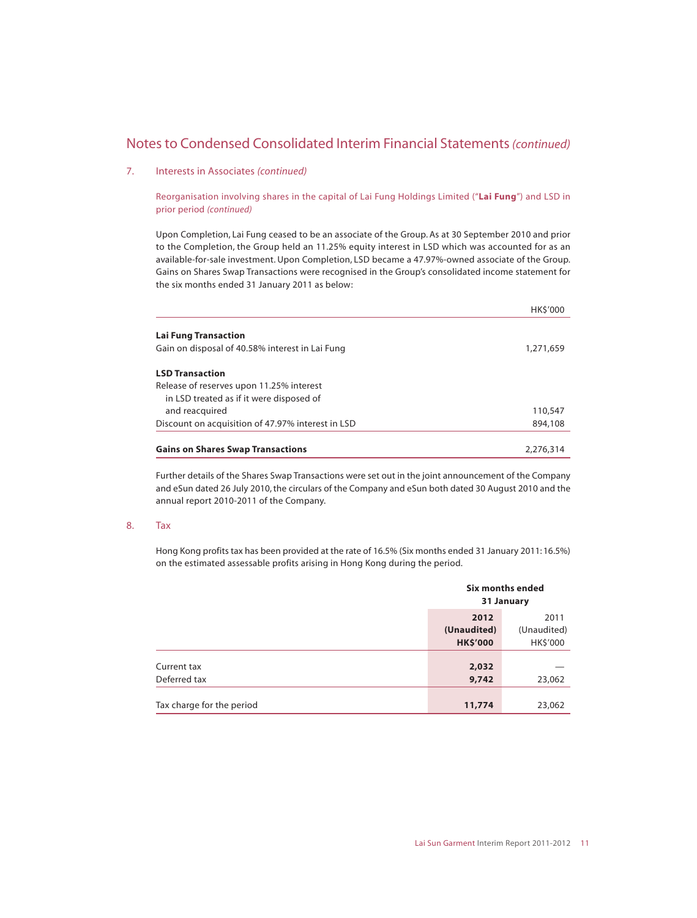## Notes to Condensed Consolidated Interim Financial Statements *(continued)*

### 7. Interests in Associates *(continued)*

Reorganisation involving shares in the capital of Lai Fung Holdings Limited ("**Lai Fung**") and LSD in prior period *(continued)*

Upon Completion, Lai Fung ceased to be an associate of the Group. As at 30 September 2010 and prior to the Completion, the Group held an 11.25% equity interest in LSD which was accounted for as an available-for-sale investment. Upon Completion, LSD became a 47.97%-owned associate of the Group. Gains on Shares Swap Transactions were recognised in the Group's consolidated income statement for the six months ended 31 January 2011 as below:

| | HK$'000 |
|---|---|
| **Lai Fung Transaction** | |
| Gain on disposal of 40.58% interest in Lai Fung | 1,271,659 |
| **LSD Transaction** | |
| Release of reserves upon 11.25% interest in LSD treated as if it were disposed of and reacquired | 110,547 |
| Discount on acquisition of 47.97% interest in LSD | 894,108 |
| **Gains on Shares Swap Transactions** | 2,276,314 |

Further details of the Shares Swap Transactions were set out in the joint announcement of the Company and eSun dated 26 July 2010, the circulars of the Company and eSun both dated 30 August 2010 and the annual report 2010-2011 of the Company.

### 8. Tax

Hong Kong profits tax has been provided at the rate of 16.5% (Six months ended 31 January 2011: 16.5%) on the estimated assessable profits arising in Hong Kong during the period.

| | **Six months ended 31 January** | |
|---|---|---|
| | **2012 (Unaudited) HK$'000** | 2011 (Unaudited) HK$'000 |
| Current tax | **2,032** | — |
| Deferred tax | **9,742** | 23,062 |
| Tax charge for the period | **11,774** | 23,062 |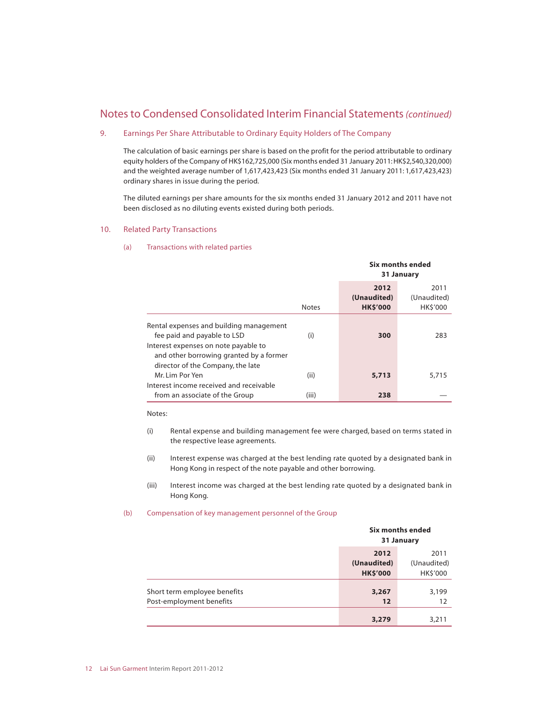## Notes to Condensed Consolidated Interim Financial Statements *(continued)*

### 9. Earnings Per Share Attributable to Ordinary Equity Holders of The Company

The calculation of basic earnings per share is based on the profit for the period attributable to ordinary equity holders of the Company of HK$162,725,000 (Six months ended 31 January 2011: HK$2,540,320,000) and the weighted average number of 1,617,423,423 (Six months ended 31 January 2011: 1,617,423,423) ordinary shares in issue during the period.

The diluted earnings per share amounts for the six months ended 31 January 2012 and 2011 have not been disclosed as no diluting events existed during both periods.

### 10. Related Party Transactions

#### (a) Transactions with related parties

| | Notes | Six months ended 31 January | |
|---|---|---|---|
| | | **2012 (Unaudited) HK$'000** | 2011 (Unaudited) HK$'000 |
| Rental expenses and building management fee paid and payable to LSD | (i) | **300** | 283 |
| Interest expenses on note payable to and other borrowing granted by a former director of the Company, the late Mr. Lim Por Yen | (ii) | **5,713** | 5,715 |
| Interest income received and receivable from an associate of the Group | (iii) | **238** | — |

Notes:

(i) Rental expense and building management fee were charged, based on terms stated in the respective lease agreements.

(ii) Interest expense was charged at the best lending rate quoted by a designated bank in Hong Kong in respect of the note payable and other borrowing.

(iii) Interest income was charged at the best lending rate quoted by a designated bank in Hong Kong.

#### (b) Compensation of key management personnel of the Group

| | Six months ended 31 January | |
|---|---|---|
| | **2012 (Unaudited) HK$'000** | 2011 (Unaudited) HK$'000 |
| Short term employee benefits | **3,267** | 3,199 |
| Post-employment benefits | **12** | 12 |
| | **3,279** | 3,211 |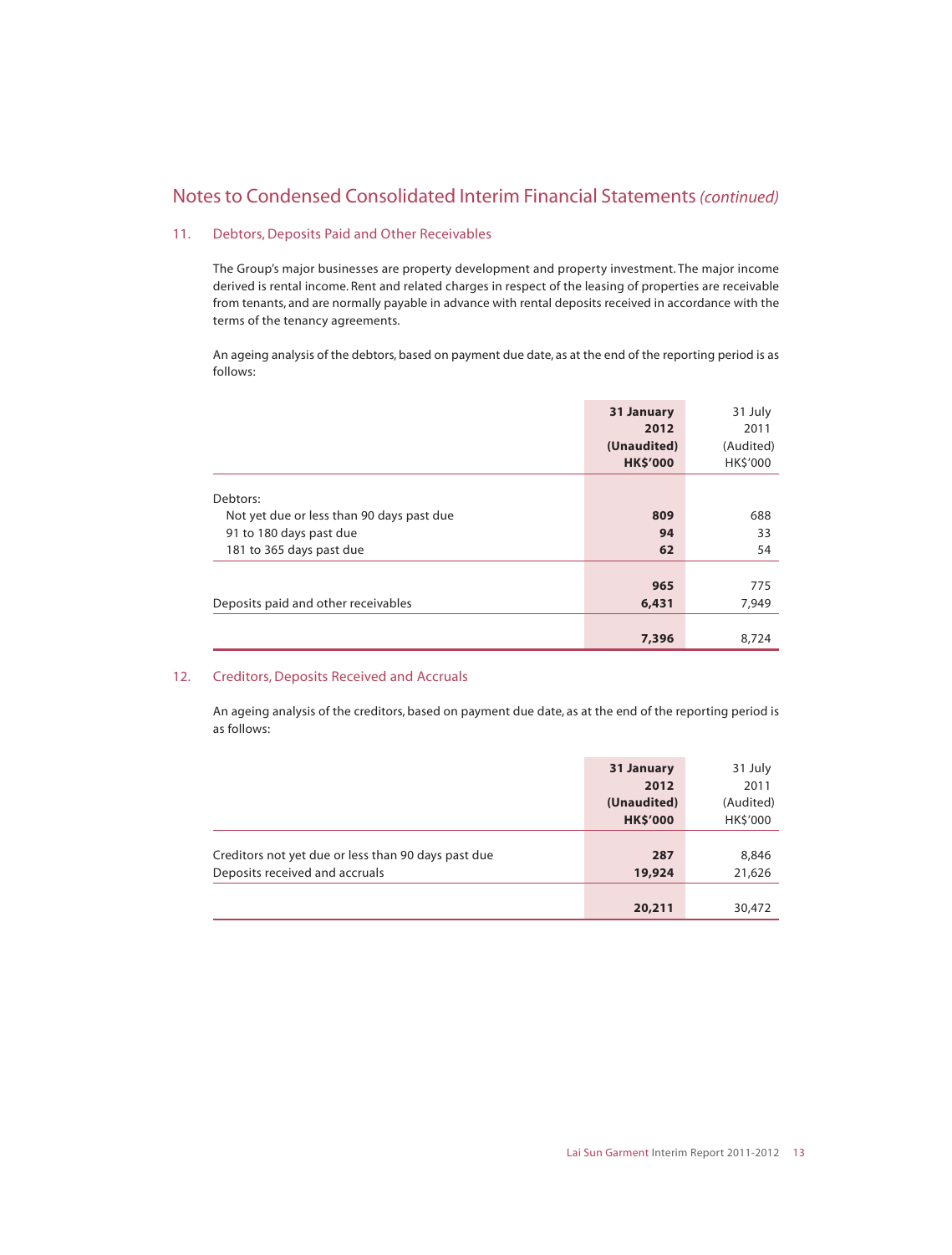## Notes to Condensed Consolidated Interim Financial Statements *(continued)*

### 11. Debtors, Deposits Paid and Other Receivables

The Group's major businesses are property development and property investment. The major income derived is rental income. Rent and related charges in respect of the leasing of properties are receivable from tenants, and are normally payable in advance with rental deposits received in accordance with the terms of the tenancy agreements.

An ageing analysis of the debtors, based on payment due date, as at the end of the reporting period is as follows:

| | **31 January 2012 (Unaudited) HK$'000** | 31 July 2011 (Audited) HK$'000 |
|---|---|---|
| Debtors: | | |
| Not yet due or less than 90 days past due | **809** | 688 |
| 91 to 180 days past due | **94** | 33 |
| 181 to 365 days past due | **62** | 54 |
| | **965** | 775 |
| Deposits paid and other receivables | **6,431** | 7,949 |
| | **7,396** | 8,724 |

### 12. Creditors, Deposits Received and Accruals

An ageing analysis of the creditors, based on payment due date, as at the end of the reporting period is as follows:

| | **31 January 2012 (Unaudited) HK$'000** | 31 July 2011 (Audited) HK$'000 |
|---|---|---|
| Creditors not yet due or less than 90 days past due | **287** | 8,846 |
| Deposits received and accruals | **19,924** | 21,626 |
| | **20,211** | 30,472 |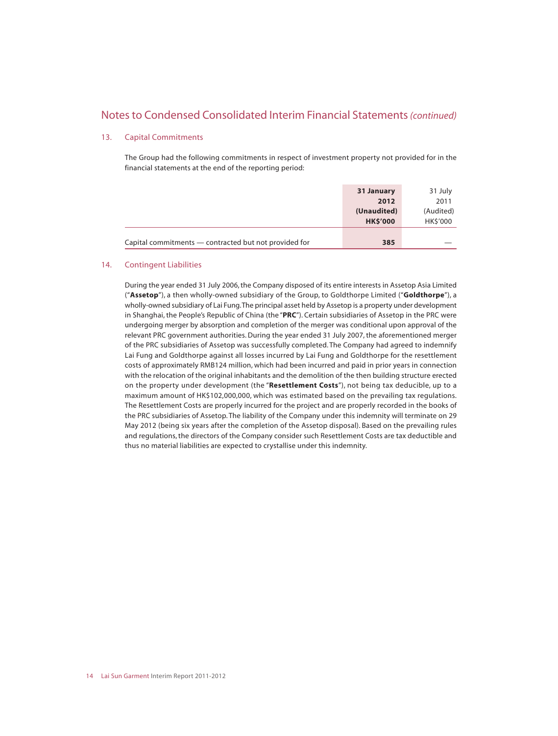## Notes to Condensed Consolidated Interim Financial Statements *(continued)*

### 13. Capital Commitments

The Group had the following commitments in respect of investment property not provided for in the financial statements at the end of the reporting period:

| | **31 January 2012 (Unaudited) HK$'000** | 31 July 2011 (Audited) HK$'000 |
|---|---|---|
| Capital commitments — contracted but not provided for | **385** | — |

### 14. Contingent Liabilities

During the year ended 31 July 2006, the Company disposed of its entire interests in Assetop Asia Limited ("**Assetop**"), a then wholly-owned subsidiary of the Group, to Goldthorpe Limited ("**Goldthorpe**"), a wholly-owned subsidiary of Lai Fung. The principal asset held by Assetop is a property under development in Shanghai, the People's Republic of China (the "**PRC**"). Certain subsidiaries of Assetop in the PRC were undergoing merger by absorption and completion of the merger was conditional upon approval of the relevant PRC government authorities. During the year ended 31 July 2007, the aforementioned merger of the PRC subsidiaries of Assetop was successfully completed. The Company had agreed to indemnify Lai Fung and Goldthorpe against all losses incurred by Lai Fung and Goldthorpe for the resettlement costs of approximately RMB124 million, which had been incurred and paid in prior years in connection with the relocation of the original inhabitants and the demolition of the then building structure erected on the property under development (the "**Resettlement Costs**"), not being tax deducible, up to a maximum amount of HK$102,000,000, which was estimated based on the prevailing tax regulations. The Resettlement Costs are properly incurred for the project and are properly recorded in the books of the PRC subsidiaries of Assetop. The liability of the Company under this indemnity will terminate on 29 May 2012 (being six years after the completion of the Assetop disposal). Based on the prevailing rules and regulations, the directors of the Company consider such Resettlement Costs are tax deductible and thus no material liabilities are expected to crystallise under this indemnity.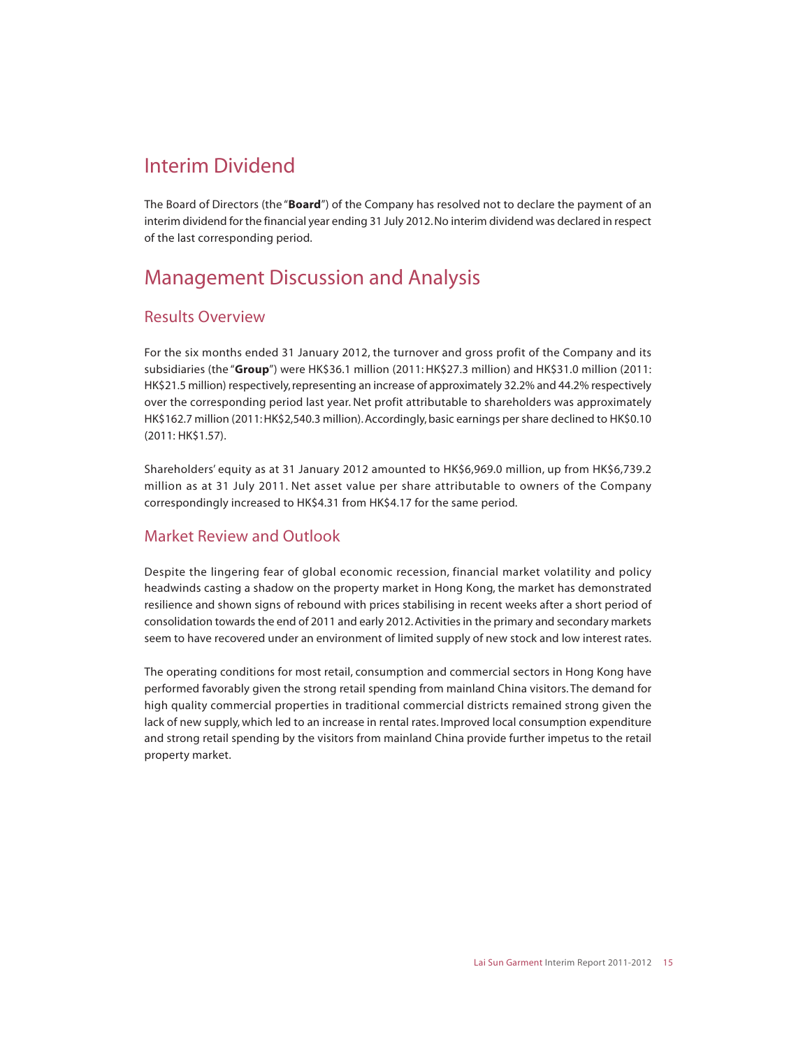# Interim Dividend

The Board of Directors (the "**Board**") of the Company has resolved not to declare the payment of an interim dividend for the financial year ending 31 July 2012. No interim dividend was declared in respect of the last corresponding period.

# Management Discussion and Analysis

## Results Overview

For the six months ended 31 January 2012, the turnover and gross profit of the Company and its subsidiaries (the "**Group**") were HK$36.1 million (2011: HK$27.3 million) and HK$31.0 million (2011: HK$21.5 million) respectively, representing an increase of approximately 32.2% and 44.2% respectively over the corresponding period last year. Net profit attributable to shareholders was approximately HK$162.7 million (2011: HK$2,540.3 million). Accordingly, basic earnings per share declined to HK$0.10 (2011: HK$1.57).

Shareholders' equity as at 31 January 2012 amounted to HK$6,969.0 million, up from HK$6,739.2 million as at 31 July 2011. Net asset value per share attributable to owners of the Company correspondingly increased to HK$4.31 from HK$4.17 for the same period.

## Market Review and Outlook

Despite the lingering fear of global economic recession, financial market volatility and policy headwinds casting a shadow on the property market in Hong Kong, the market has demonstrated resilience and shown signs of rebound with prices stabilising in recent weeks after a short period of consolidation towards the end of 2011 and early 2012. Activities in the primary and secondary markets seem to have recovered under an environment of limited supply of new stock and low interest rates.

The operating conditions for most retail, consumption and commercial sectors in Hong Kong have performed favorably given the strong retail spending from mainland China visitors. The demand for high quality commercial properties in traditional commercial districts remained strong given the lack of new supply, which led to an increase in rental rates. Improved local consumption expenditure and strong retail spending by the visitors from mainland China provide further impetus to the retail property market.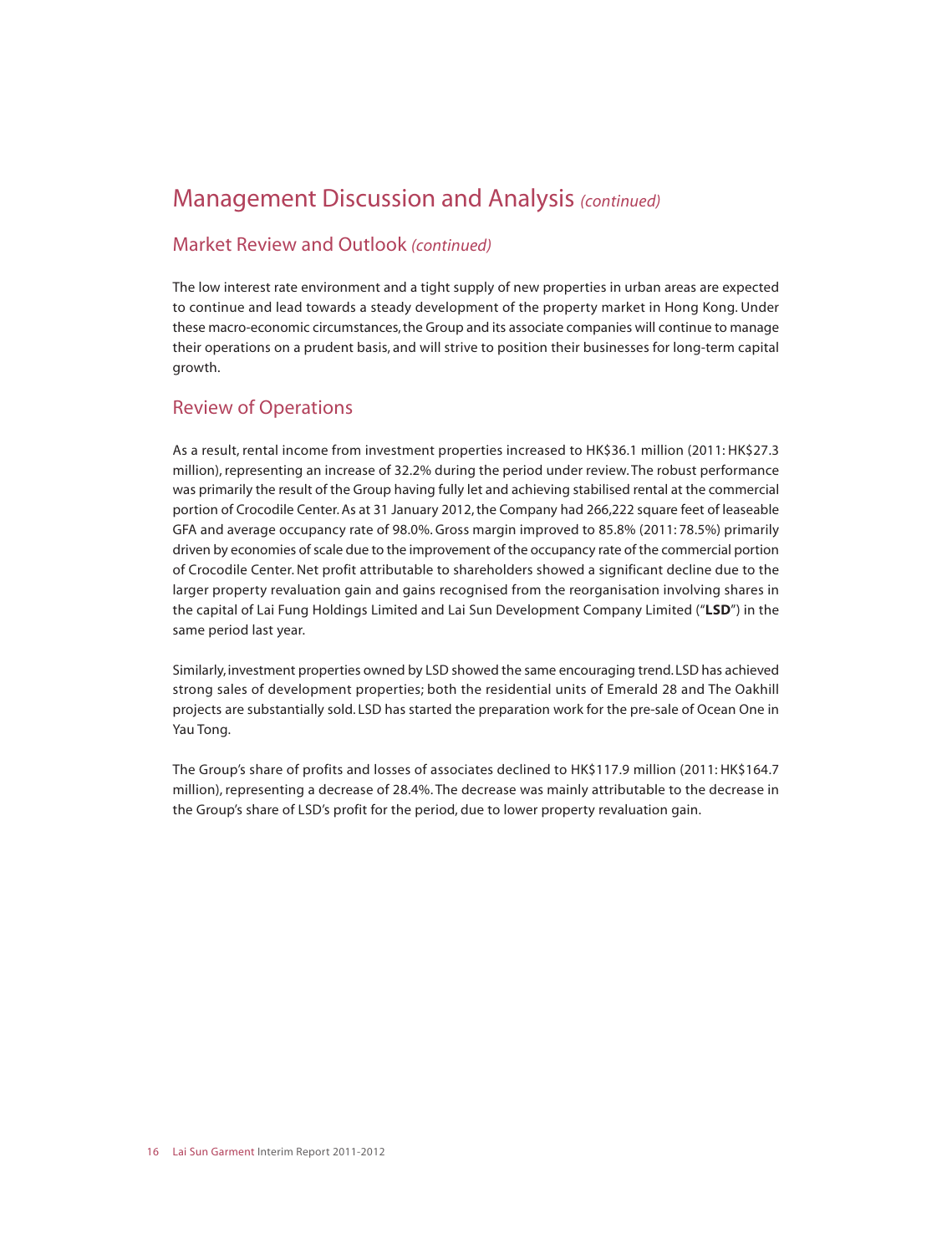# Management Discussion and Analysis *(continued)*

## Market Review and Outlook *(continued)*

The low interest rate environment and a tight supply of new properties in urban areas are expected to continue and lead towards a steady development of the property market in Hong Kong. Under these macro-economic circumstances, the Group and its associate companies will continue to manage their operations on a prudent basis, and will strive to position their businesses for long-term capital growth.

## Review of Operations

As a result, rental income from investment properties increased to HK$36.1 million (2011: HK$27.3 million), representing an increase of 32.2% during the period under review. The robust performance was primarily the result of the Group having fully let and achieving stabilised rental at the commercial portion of Crocodile Center. As at 31 January 2012, the Company had 266,222 square feet of leaseable GFA and average occupancy rate of 98.0%. Gross margin improved to 85.8% (2011: 78.5%) primarily driven by economies of scale due to the improvement of the occupancy rate of the commercial portion of Crocodile Center. Net profit attributable to shareholders showed a significant decline due to the larger property revaluation gain and gains recognised from the reorganisation involving shares in the capital of Lai Fung Holdings Limited and Lai Sun Development Company Limited ("**LSD**") in the same period last year.

Similarly, investment properties owned by LSD showed the same encouraging trend. LSD has achieved strong sales of development properties; both the residential units of Emerald 28 and The Oakhill projects are substantially sold. LSD has started the preparation work for the pre-sale of Ocean One in Yau Tong.

The Group's share of profits and losses of associates declined to HK$117.9 million (2011: HK$164.7 million), representing a decrease of 28.4%. The decrease was mainly attributable to the decrease in the Group's share of LSD's profit for the period, due to lower property revaluation gain.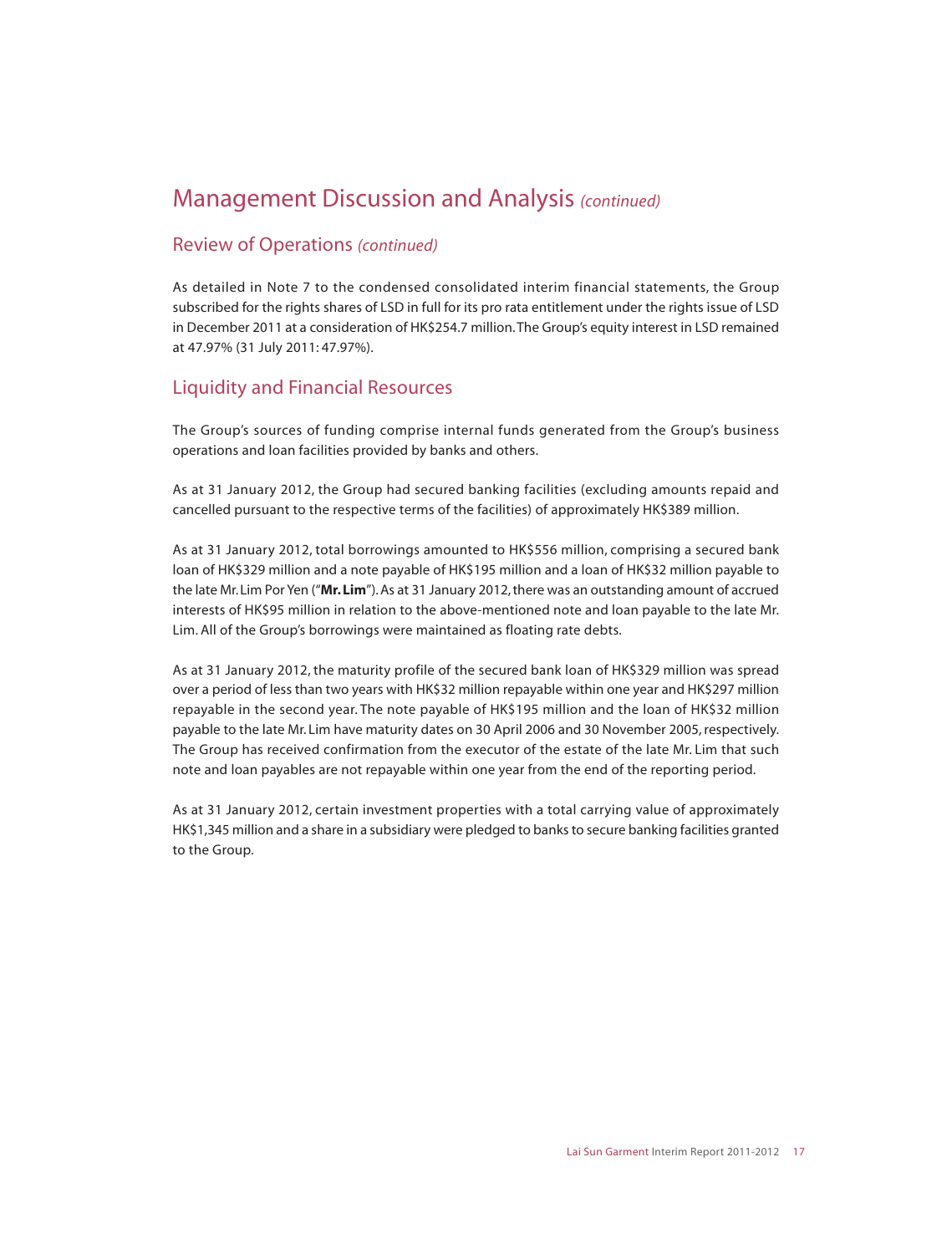# Management Discussion and Analysis *(continued)*

## Review of Operations *(continued)*

As detailed in Note 7 to the condensed consolidated interim financial statements, the Group subscribed for the rights shares of LSD in full for its pro rata entitlement under the rights issue of LSD in December 2011 at a consideration of HK$254.7 million. The Group's equity interest in LSD remained at 47.97% (31 July 2011: 47.97%).

## Liquidity and Financial Resources

The Group's sources of funding comprise internal funds generated from the Group's business operations and loan facilities provided by banks and others.

As at 31 January 2012, the Group had secured banking facilities (excluding amounts repaid and cancelled pursuant to the respective terms of the facilities) of approximately HK$389 million.

As at 31 January 2012, total borrowings amounted to HK$556 million, comprising a secured bank loan of HK$329 million and a note payable of HK$195 million and a loan of HK$32 million payable to the late Mr. Lim Por Yen ("**Mr. Lim**"). As at 31 January 2012, there was an outstanding amount of accrued interests of HK$95 million in relation to the above-mentioned note and loan payable to the late Mr. Lim. All of the Group's borrowings were maintained as floating rate debts.

As at 31 January 2012, the maturity profile of the secured bank loan of HK$329 million was spread over a period of less than two years with HK$32 million repayable within one year and HK$297 million repayable in the second year. The note payable of HK$195 million and the loan of HK$32 million payable to the late Mr. Lim have maturity dates on 30 April 2006 and 30 November 2005, respectively. The Group has received confirmation from the executor of the estate of the late Mr. Lim that such note and loan payables are not repayable within one year from the end of the reporting period.

As at 31 January 2012, certain investment properties with a total carrying value of approximately HK$1,345 million and a share in a subsidiary were pledged to banks to secure banking facilities granted to the Group.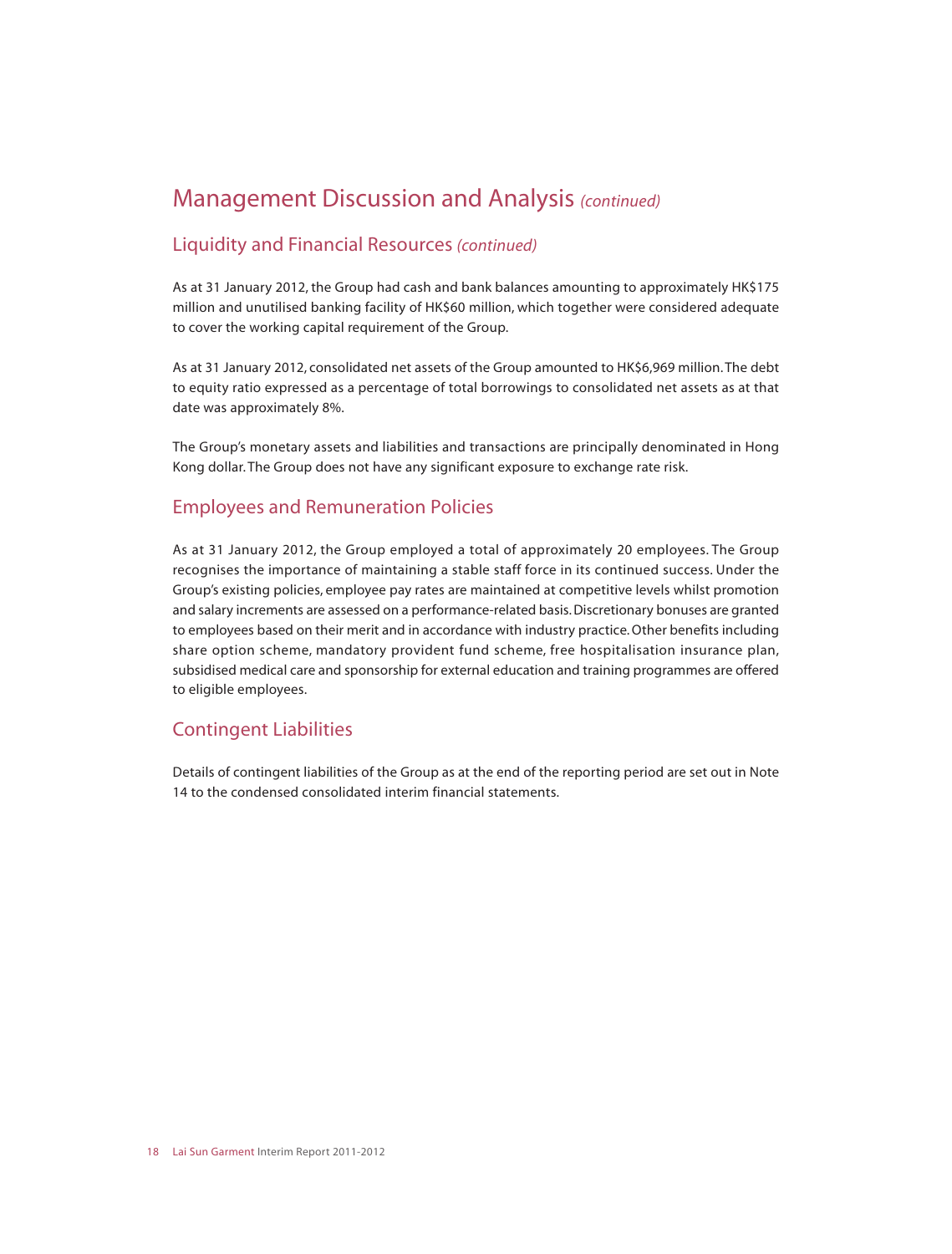# Management Discussion and Analysis *(continued)*

## Liquidity and Financial Resources *(continued)*

As at 31 January 2012, the Group had cash and bank balances amounting to approximately HK$175 million and unutilised banking facility of HK$60 million, which together were considered adequate to cover the working capital requirement of the Group.

As at 31 January 2012, consolidated net assets of the Group amounted to HK$6,969 million. The debt to equity ratio expressed as a percentage of total borrowings to consolidated net assets as at that date was approximately 8%.

The Group's monetary assets and liabilities and transactions are principally denominated in Hong Kong dollar. The Group does not have any significant exposure to exchange rate risk.

## Employees and Remuneration Policies

As at 31 January 2012, the Group employed a total of approximately 20 employees. The Group recognises the importance of maintaining a stable staff force in its continued success. Under the Group's existing policies, employee pay rates are maintained at competitive levels whilst promotion and salary increments are assessed on a performance-related basis. Discretionary bonuses are granted to employees based on their merit and in accordance with industry practice. Other benefits including share option scheme, mandatory provident fund scheme, free hospitalisation insurance plan, subsidised medical care and sponsorship for external education and training programmes are offered to eligible employees.

## Contingent Liabilities

Details of contingent liabilities of the Group as at the end of the reporting period are set out in Note 14 to the condensed consolidated interim financial statements.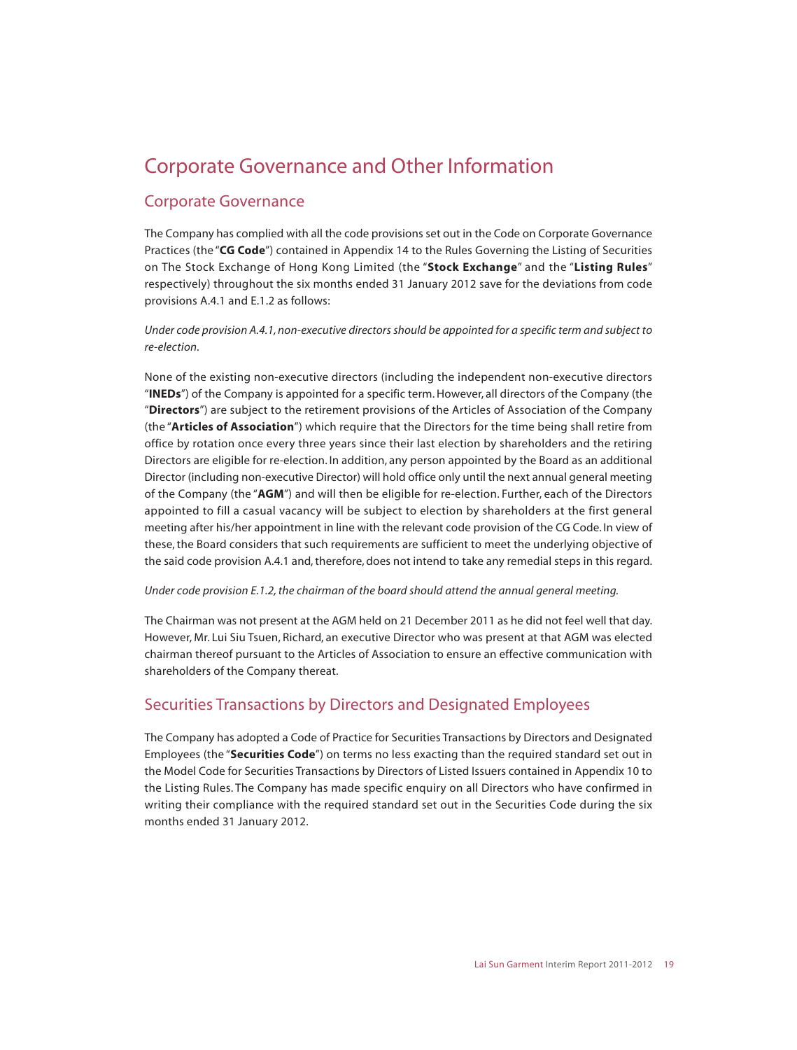# Corporate Governance and Other Information

## Corporate Governance

The Company has complied with all the code provisions set out in the Code on Corporate Governance Practices (the "**CG Code**") contained in Appendix 14 to the Rules Governing the Listing of Securities on The Stock Exchange of Hong Kong Limited (the "**Stock Exchange**" and the "**Listing Rules**" respectively) throughout the six months ended 31 January 2012 save for the deviations from code provisions A.4.1 and E.1.2 as follows:

*Under code provision A.4.1, non-executive directors should be appointed for a specific term and subject to re-election.*

None of the existing non-executive directors (including the independent non-executive directors "**INEDs**") of the Company is appointed for a specific term. However, all directors of the Company (the "**Directors**") are subject to the retirement provisions of the Articles of Association of the Company (the "**Articles of Association**") which require that the Directors for the time being shall retire from office by rotation once every three years since their last election by shareholders and the retiring Directors are eligible for re-election. In addition, any person appointed by the Board as an additional Director (including non-executive Director) will hold office only until the next annual general meeting of the Company (the "**AGM**") and will then be eligible for re-election. Further, each of the Directors appointed to fill a casual vacancy will be subject to election by shareholders at the first general meeting after his/her appointment in line with the relevant code provision of the CG Code. In view of these, the Board considers that such requirements are sufficient to meet the underlying objective of the said code provision A.4.1 and, therefore, does not intend to take any remedial steps in this regard.

*Under code provision E.1.2, the chairman of the board should attend the annual general meeting.*

The Chairman was not present at the AGM held on 21 December 2011 as he did not feel well that day. However, Mr. Lui Siu Tsuen, Richard, an executive Director who was present at that AGM was elected chairman thereof pursuant to the Articles of Association to ensure an effective communication with shareholders of the Company thereat.

## Securities Transactions by Directors and Designated Employees

The Company has adopted a Code of Practice for Securities Transactions by Directors and Designated Employees (the "**Securities Code**") on terms no less exacting than the required standard set out in the Model Code for Securities Transactions by Directors of Listed Issuers contained in Appendix 10 to the Listing Rules. The Company has made specific enquiry on all Directors who have confirmed in writing their compliance with the required standard set out in the Securities Code during the six months ended 31 January 2012.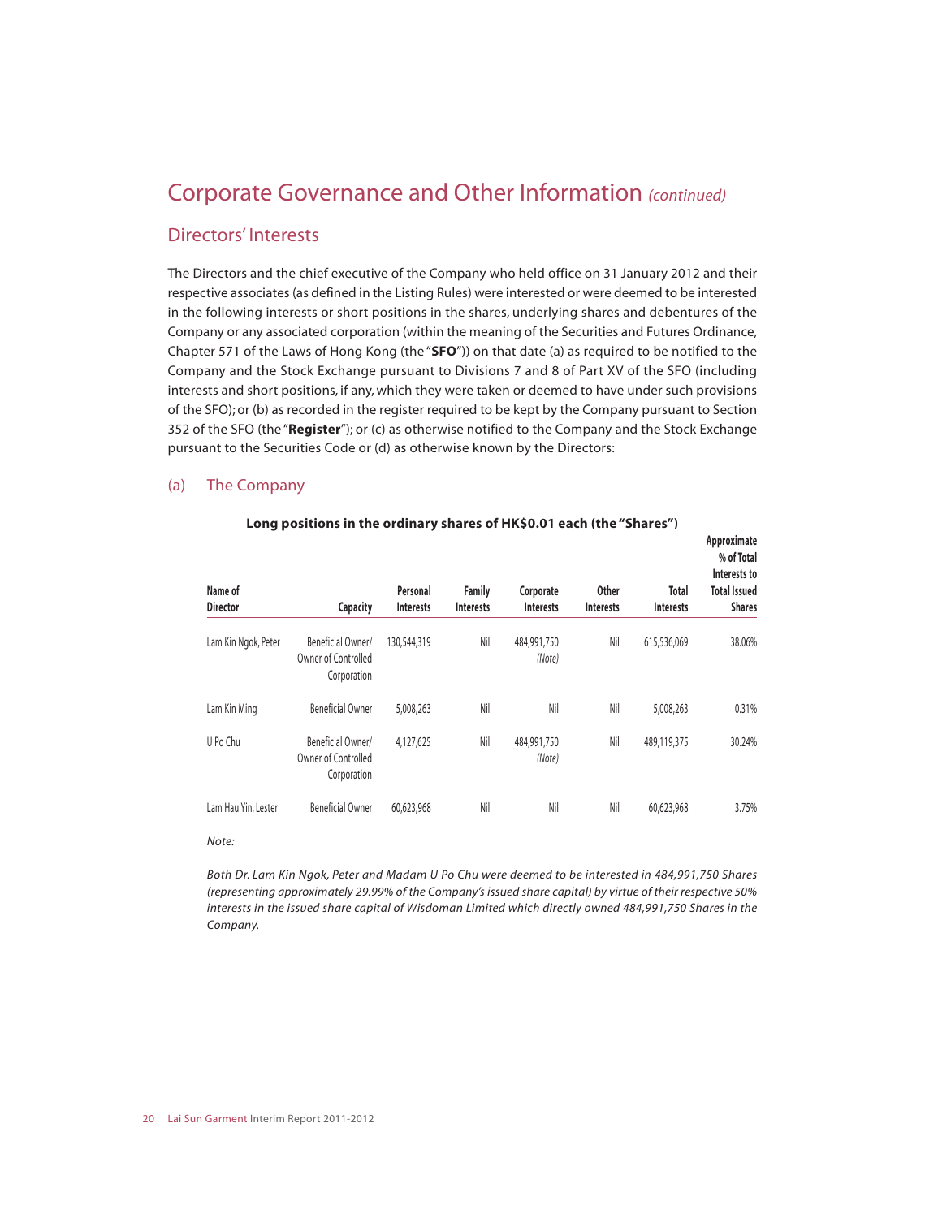# Corporate Governance and Other Information *(continued)*

## Directors' Interests

The Directors and the chief executive of the Company who held office on 31 January 2012 and their respective associates (as defined in the Listing Rules) were interested or were deemed to be interested in the following interests or short positions in the shares, underlying shares and debentures of the Company or any associated corporation (within the meaning of the Securities and Futures Ordinance, Chapter 571 of the Laws of Hong Kong (the "**SFO**")) on that date (a) as required to be notified to the Company and the Stock Exchange pursuant to Divisions 7 and 8 of Part XV of the SFO (including interests and short positions, if any, which they were taken or deemed to have under such provisions of the SFO); or (b) as recorded in the register required to be kept by the Company pursuant to Section 352 of the SFO (the "**Register**"); or (c) as otherwise notified to the Company and the Stock Exchange pursuant to the Securities Code or (d) as otherwise known by the Directors:

### (a) The Company

**Long positions in the ordinary shares of HK$0.01 each (the "Shares")**

| Name of Director | Capacity | Personal Interests | Family Interests | Corporate Interests | Other Interests | Total Interests | Approximate % of Total Interests to Total Issued Shares |
|---|---|---|---|---|---|---|---|
| Lam Kin Ngok, Peter | Beneficial Owner/ Owner of Controlled Corporation | 130,544,319 | Nil | 484,991,750 *(Note)* | Nil | 615,536,069 | 38.06% |
| Lam Kin Ming | Beneficial Owner | 5,008,263 | Nil | Nil | Nil | 5,008,263 | 0.31% |
| U Po Chu | Beneficial Owner/ Owner of Controlled Corporation | 4,127,625 | Nil | 484,991,750 *(Note)* | Nil | 489,119,375 | 30.24% |
| Lam Hau Yin, Lester | Beneficial Owner | 60,623,968 | Nil | Nil | Nil | 60,623,968 | 3.75% |

*Note:*

*Both Dr. Lam Kin Ngok, Peter and Madam U Po Chu were deemed to be interested in 484,991,750 Shares (representing approximately 29.99% of the Company's issued share capital) by virtue of their respective 50% interests in the issued share capital of Wisdoman Limited which directly owned 484,991,750 Shares in the Company.*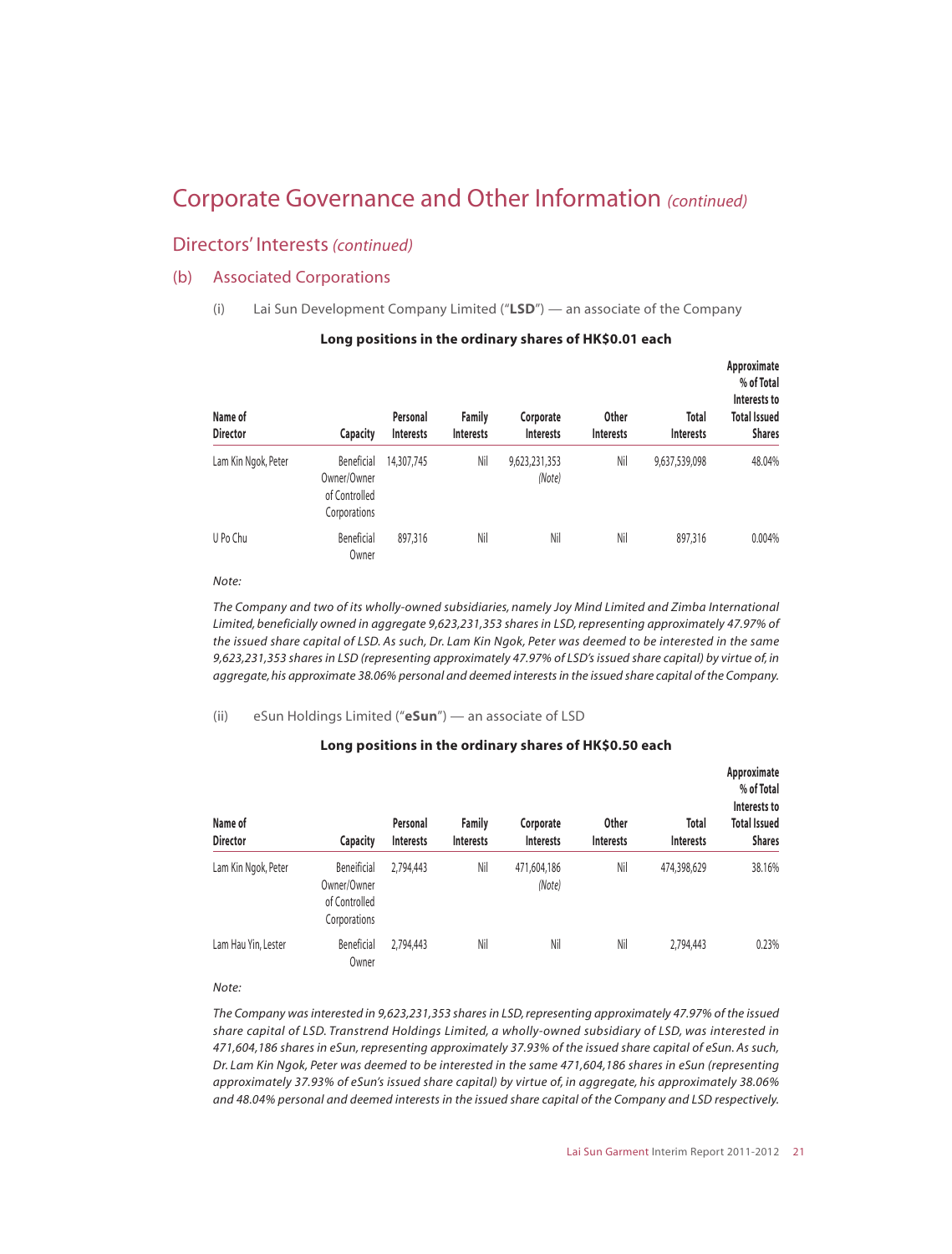# Corporate Governance and Other Information *(continued)*

## Directors' Interests *(continued)*

### (b) Associated Corporations

(i) Lai Sun Development Company Limited ("**LSD**") — an associate of the Company

**Long positions in the ordinary shares of HK$0.01 each**

| Name of Director | Capacity | Personal Interests | Family Interests | Corporate Interests | Other Interests | Total Interests | Approximate % of Total Interests to Total Issued Shares |
|---|---|---|---|---|---|---|---|
| Lam Kin Ngok, Peter | Beneficial Owner/Owner of Controlled Corporations | 14,307,745 | Nil | 9,623,231,353 *(Note)* | Nil | 9,637,539,098 | 48.04% |
| U Po Chu | Beneficial Owner | 897,316 | Nil | Nil | Nil | 897,316 | 0.004% |

*Note:*

*The Company and two of its wholly-owned subsidiaries, namely Joy Mind Limited and Zimba International Limited, beneficially owned in aggregate 9,623,231,353 shares in LSD, representing approximately 47.97% of the issued share capital of LSD. As such, Dr. Lam Kin Ngok, Peter was deemed to be interested in the same 9,623,231,353 shares in LSD (representing approximately 47.97% of LSD's issued share capital) by virtue of, in aggregate, his approximate 38.06% personal and deemed interests in the issued share capital of the Company.*

(ii) eSun Holdings Limited ("**eSun**") — an associate of LSD

**Long positions in the ordinary shares of HK$0.50 each**

| Name of Director | Capacity | Personal Interests | Family Interests | Corporate Interests | Other Interests | Total Interests | Approximate % of Total Interests to Total Issued Shares |
|---|---|---|---|---|---|---|---|
| Lam Kin Ngok, Peter | Beneficial Owner/Owner of Controlled Corporations | 2,794,443 | Nil | 471,604,186 *(Note)* | Nil | 474,398,629 | 38.16% |
| Lam Hau Yin, Lester | Beneficial Owner | 2,794,443 | Nil | Nil | Nil | 2,794,443 | 0.23% |

*Note:*

*The Company was interested in 9,623,231,353 shares in LSD, representing approximately 47.97% of the issued share capital of LSD. Transtrend Holdings Limited, a wholly-owned subsidiary of LSD, was interested in 471,604,186 shares in eSun, representing approximately 37.93% of the issued share capital of eSun. As such, Dr. Lam Kin Ngok, Peter was deemed to be interested in the same 471,604,186 shares in eSun (representing approximately 37.93% of eSun's issued share capital) by virtue of, in aggregate, his approximately 38.06% and 48.04% personal and deemed interests in the issued share capital of the Company and LSD respectively.*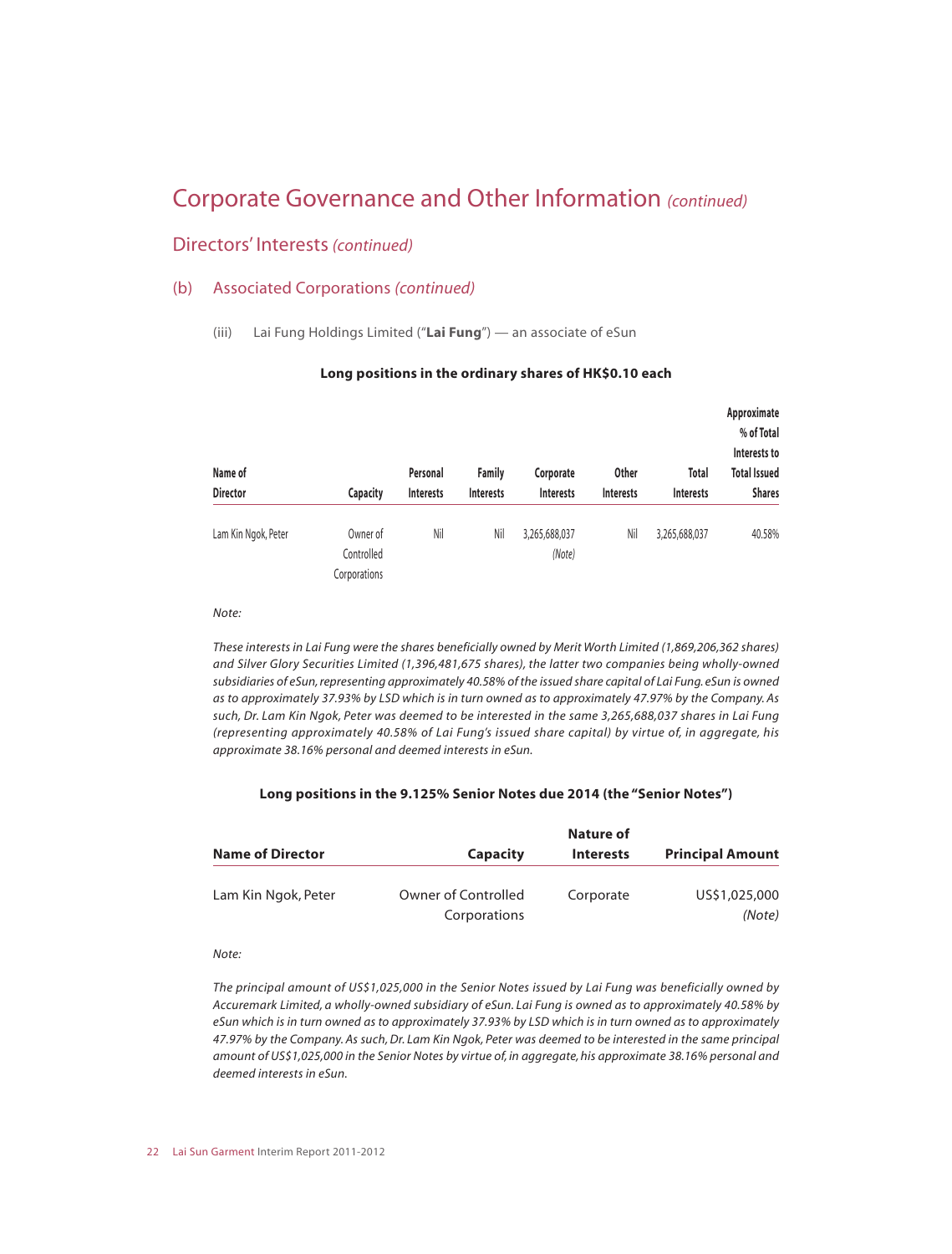# Corporate Governance and Other Information *(continued)*

## Directors' Interests *(continued)*

### (b) Associated Corporations *(continued)*

(iii) Lai Fung Holdings Limited ("**Lai Fung**") — an associate of eSun

**Long positions in the ordinary shares of HK$0.10 each**

| Name of Director | Capacity | Personal Interests | Family Interests | Corporate Interests | Other Interests | Total Interests | Approximate % of Total Interests to Total Issued Shares |
|---|---|---|---|---|---|---|---|
| Lam Kin Ngok, Peter | Owner of Controlled Corporations | Nil | Nil | 3,265,688,037 *(Note)* | Nil | 3,265,688,037 | 40.58% |

*Note:*

*These interests in Lai Fung were the shares beneficially owned by Merit Worth Limited (1,869,206,362 shares) and Silver Glory Securities Limited (1,396,481,675 shares), the latter two companies being wholly-owned subsidiaries of eSun, representing approximately 40.58% of the issued share capital of Lai Fung. eSun is owned as to approximately 37.93% by LSD which is in turn owned as to approximately 47.97% by the Company. As such, Dr. Lam Kin Ngok, Peter was deemed to be interested in the same 3,265,688,037 shares in Lai Fung (representing approximately 40.58% of Lai Fung's issued share capital) by virtue of, in aggregate, his approximate 38.16% personal and deemed interests in eSun.*

**Long positions in the 9.125% Senior Notes due 2014 (the "Senior Notes")**

| Name of Director | Capacity | Nature of Interests | Principal Amount |
|---|---|---|---|
| Lam Kin Ngok, Peter | Owner of Controlled Corporations | Corporate | US$1,025,000 *(Note)* |

*Note:*

*The principal amount of US$1,025,000 in the Senior Notes issued by Lai Fung was beneficially owned by Accuremark Limited, a wholly-owned subsidiary of eSun. Lai Fung is owned as to approximately 40.58% by eSun which is in turn owned as to approximately 37.93% by LSD which is in turn owned as to approximately 47.97% by the Company. As such, Dr. Lam Kin Ngok, Peter was deemed to be interested in the same principal amount of US$1,025,000 in the Senior Notes by virtue of, in aggregate, his approximate 38.16% personal and deemed interests in eSun.*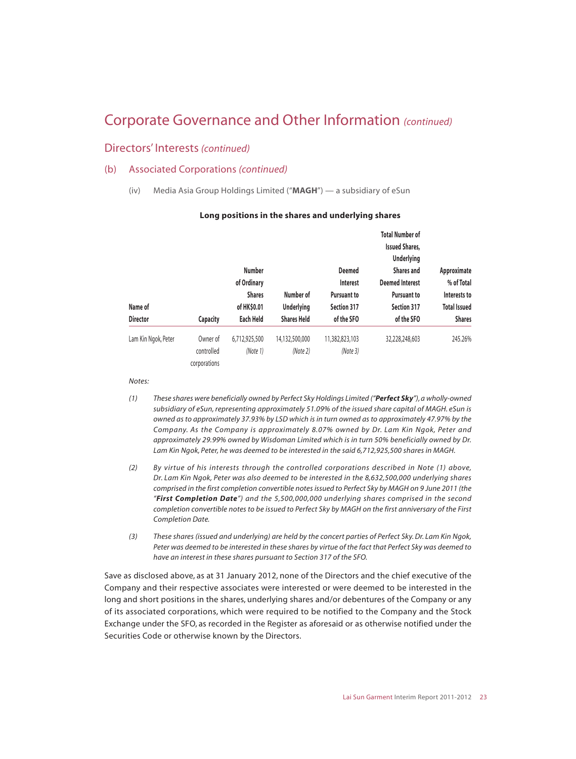# Corporate Governance and Other Information *(continued)*

## Directors' Interests *(continued)*

### (b) Associated Corporations *(continued)*

(iv) Media Asia Group Holdings Limited ("**MAGH**") — a subsidiary of eSun

**Long positions in the shares and underlying shares**

| Name of Director | Capacity | Number of Ordinary Shares of HK$0.01 Each Held | Number of Underlying Shares Held | Deemed Interest Pursuant to Section 317 of the SFO | Total Number of Issued Shares, Underlying Shares and Deemed Interest Pursuant to Section 317 of the SFO | Approximate % of Total Interests to Total Issued Shares |
|---|---|---|---|---|---|---|
| Lam Kin Ngok, Peter | Owner of controlled corporations | 6,712,925,500 *(Note 1)* | 14,132,500,000 *(Note 2)* | 11,382,823,103 *(Note 3)* | 32,228,248,603 | 245.26% |

*Notes:*

*(1) These shares were beneficially owned by Perfect Sky Holdings Limited ("**Perfect Sky**"), a wholly-owned subsidiary of eSun, representing approximately 51.09% of the issued share capital of MAGH. eSun is owned as to approximately 37.93% by LSD which is in turn owned as to approximately 47.97% by the Company. As the Company is approximately 8.07% owned by Dr. Lam Kin Ngok, Peter and approximately 29.99% owned by Wisdoman Limited which is in turn 50% beneficially owned by Dr. Lam Kin Ngok, Peter, he was deemed to be interested in the said 6,712,925,500 shares in MAGH.*

*(2) By virtue of his interests through the controlled corporations described in Note (1) above, Dr. Lam Kin Ngok, Peter was also deemed to be interested in the 8,632,500,000 underlying shares comprised in the first completion convertible notes issued to Perfect Sky by MAGH on 9 June 2011 (the "**First Completion Date**") and the 5,500,000,000 underlying shares comprised in the second completion convertible notes to be issued to Perfect Sky by MAGH on the first anniversary of the First Completion Date.*

*(3) These shares (issued and underlying) are held by the concert parties of Perfect Sky. Dr. Lam Kin Ngok, Peter was deemed to be interested in these shares by virtue of the fact that Perfect Sky was deemed to have an interest in these shares pursuant to Section 317 of the SFO.*

Save as disclosed above, as at 31 January 2012, none of the Directors and the chief executive of the Company and their respective associates were interested or were deemed to be interested in the long and short positions in the shares, underlying shares and/or debentures of the Company or any of its associated corporations, which were required to be notified to the Company and the Stock Exchange under the SFO, as recorded in the Register as aforesaid or as otherwise notified under the Securities Code or otherwise known by the Directors.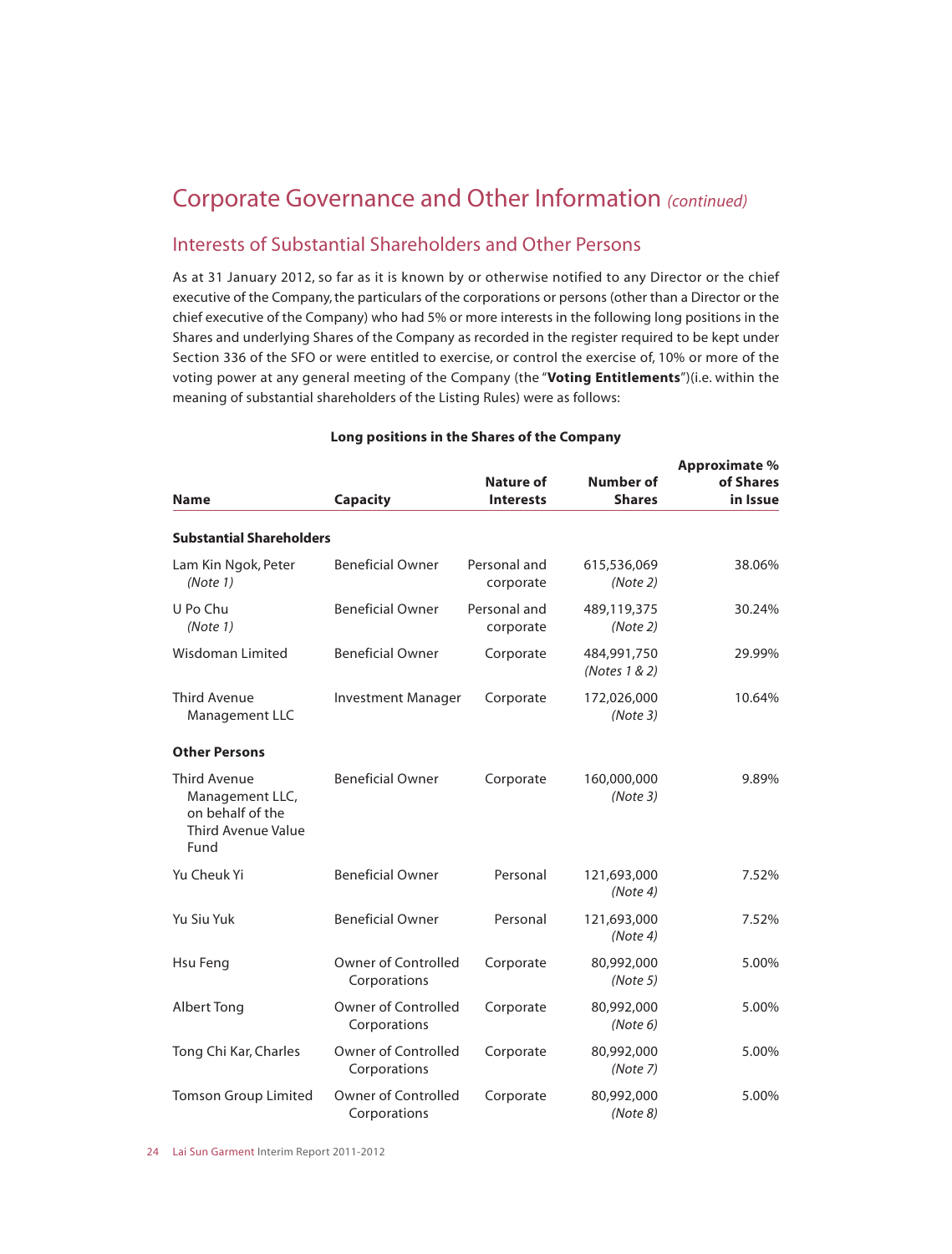# Corporate Governance and Other Information *(continued)*

## Interests of Substantial Shareholders and Other Persons

As at 31 January 2012, so far as it is known by or otherwise notified to any Director or the chief executive of the Company, the particulars of the corporations or persons (other than a Director or the chief executive of the Company) who had 5% or more interests in the following long positions in the Shares and underlying Shares of the Company as recorded in the register required to be kept under Section 336 of the SFO or were entitled to exercise, or control the exercise of, 10% or more of the voting power at any general meeting of the Company (the "**Voting Entitlements**")(i.e. within the meaning of substantial shareholders of the Listing Rules) were as follows:

**Long positions in the Shares of the Company**

| Name | Capacity | Nature of Interests | Number of Shares | Approximate % of Shares in Issue |
|---|---|---|---|---|
| **Substantial Shareholders** | | | | |
| Lam Kin Ngok, Peter *(Note 1)* | Beneficial Owner | Personal and corporate | 615,536,069 *(Note 2)* | 38.06% |
| U Po Chu *(Note 1)* | Beneficial Owner | Personal and corporate | 489,119,375 *(Note 2)* | 30.24% |
| Wisdoman Limited | Beneficial Owner | Corporate | 484,991,750 *(Notes 1 & 2)* | 29.99% |
| Third Avenue Management LLC | Investment Manager | Corporate | 172,026,000 *(Note 3)* | 10.64% |
| **Other Persons** | | | | |
| Third Avenue Management LLC, on behalf of the Third Avenue Value Fund | Beneficial Owner | Corporate | 160,000,000 *(Note 3)* | 9.89% |
| Yu Cheuk Yi | Beneficial Owner | Personal | 121,693,000 *(Note 4)* | 7.52% |
| Yu Siu Yuk | Beneficial Owner | Personal | 121,693,000 *(Note 4)* | 7.52% |
| Hsu Feng | Owner of Controlled Corporations | Corporate | 80,992,000 *(Note 5)* | 5.00% |
| Albert Tong | Owner of Controlled Corporations | Corporate | 80,992,000 *(Note 6)* | 5.00% |
| Tong Chi Kar, Charles | Owner of Controlled Corporations | Corporate | 80,992,000 *(Note 7)* | 5.00% |
| Tomson Group Limited | Owner of Controlled Corporations | Corporate | 80,992,000 *(Note 8)* | 5.00% |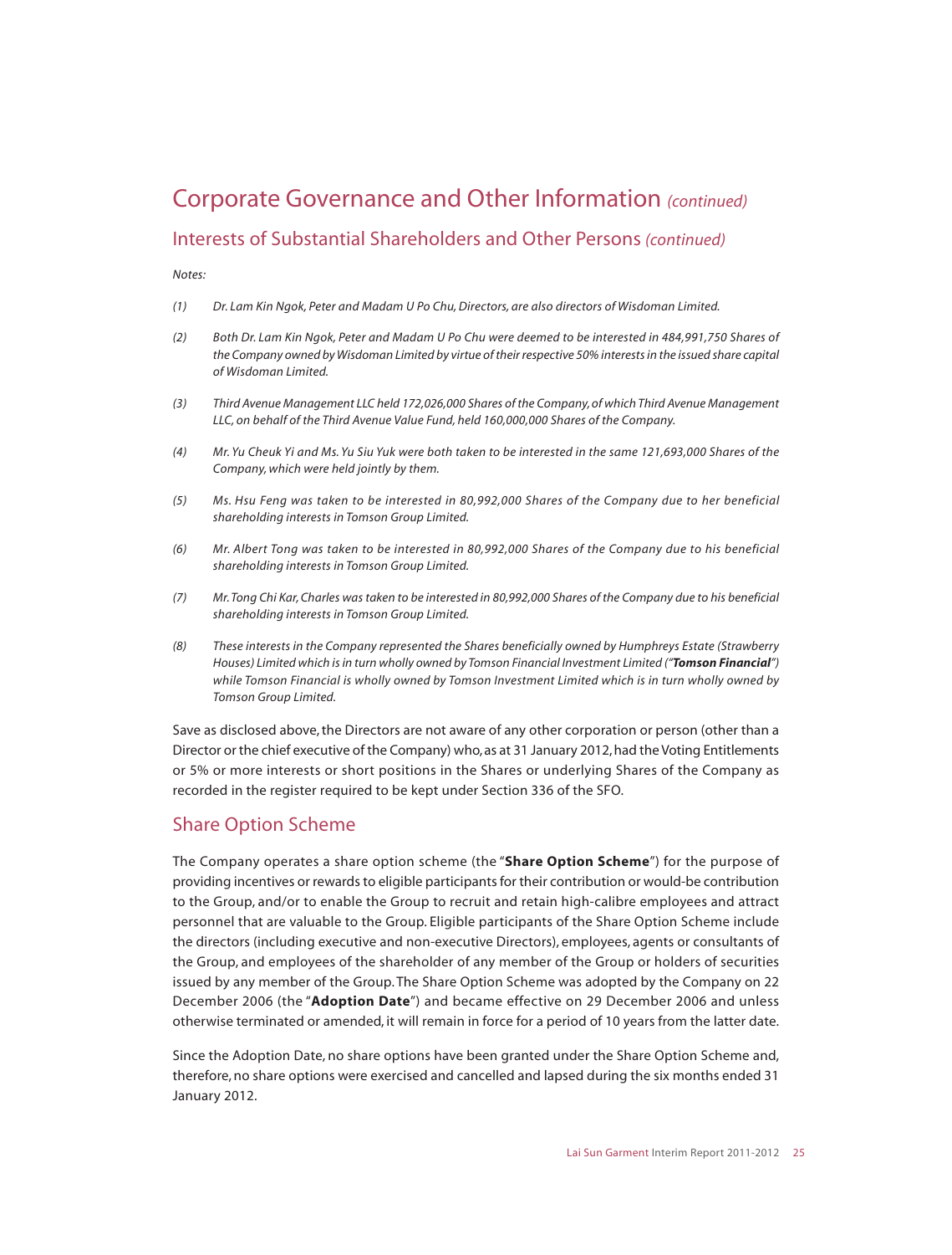# Corporate Governance and Other Information *(continued)*

## Interests of Substantial Shareholders and Other Persons *(continued)*

*Notes:*

*(1) Dr. Lam Kin Ngok, Peter and Madam U Po Chu, Directors, are also directors of Wisdoman Limited.*

*(2) Both Dr. Lam Kin Ngok, Peter and Madam U Po Chu were deemed to be interested in 484,991,750 Shares of the Company owned by Wisdoman Limited by virtue of their respective 50% interests in the issued share capital of Wisdoman Limited.*

*(3) Third Avenue Management LLC held 172,026,000 Shares of the Company, of which Third Avenue Management LLC, on behalf of the Third Avenue Value Fund, held 160,000,000 Shares of the Company.*

*(4) Mr. Yu Cheuk Yi and Ms. Yu Siu Yuk were both taken to be interested in the same 121,693,000 Shares of the Company, which were held jointly by them.*

*(5) Ms. Hsu Feng was taken to be interested in 80,992,000 Shares of the Company due to her beneficial shareholding interests in Tomson Group Limited.*

*(6) Mr. Albert Tong was taken to be interested in 80,992,000 Shares of the Company due to his beneficial shareholding interests in Tomson Group Limited.*

*(7) Mr. Tong Chi Kar, Charles was taken to be interested in 80,992,000 Shares of the Company due to his beneficial shareholding interests in Tomson Group Limited.*

*(8) These interests in the Company represented the Shares beneficially owned by Humphreys Estate (Strawberry Houses) Limited which is in turn wholly owned by Tomson Financial Investment Limited ("**Tomson Financial**") while Tomson Financial is wholly owned by Tomson Investment Limited which is in turn wholly owned by Tomson Group Limited.*

Save as disclosed above, the Directors are not aware of any other corporation or person (other than a Director or the chief executive of the Company) who, as at 31 January 2012, had the Voting Entitlements or 5% or more interests or short positions in the Shares or underlying Shares of the Company as recorded in the register required to be kept under Section 336 of the SFO.

## Share Option Scheme

The Company operates a share option scheme (the "**Share Option Scheme**") for the purpose of providing incentives or rewards to eligible participants for their contribution or would-be contribution to the Group, and/or to enable the Group to recruit and retain high-calibre employees and attract personnel that are valuable to the Group. Eligible participants of the Share Option Scheme include the directors (including executive and non-executive Directors), employees, agents or consultants of the Group, and employees of the shareholder of any member of the Group or holders of securities issued by any member of the Group. The Share Option Scheme was adopted by the Company on 22 December 2006 (the "**Adoption Date**") and became effective on 29 December 2006 and unless otherwise terminated or amended, it will remain in force for a period of 10 years from the latter date.

Since the Adoption Date, no share options have been granted under the Share Option Scheme and, therefore, no share options were exercised and cancelled and lapsed during the six months ended 31 January 2012.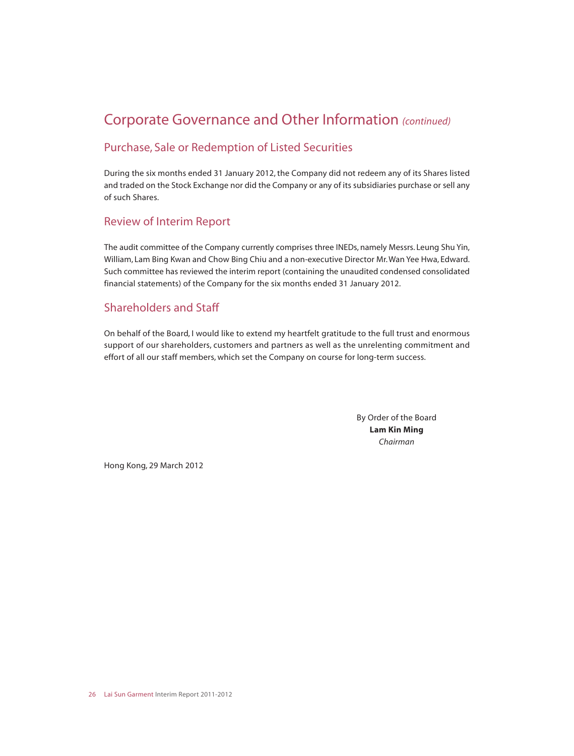# Corporate Governance and Other Information *(continued)*

## Purchase, Sale or Redemption of Listed Securities

During the six months ended 31 January 2012, the Company did not redeem any of its Shares listed and traded on the Stock Exchange nor did the Company or any of its subsidiaries purchase or sell any of such Shares.

## Review of Interim Report

The audit committee of the Company currently comprises three INEDs, namely Messrs. Leung Shu Yin, William, Lam Bing Kwan and Chow Bing Chiu and a non-executive Director Mr. Wan Yee Hwa, Edward. Such committee has reviewed the interim report (containing the unaudited condensed consolidated financial statements) of the Company for the six months ended 31 January 2012.

## Shareholders and Staff

On behalf of the Board, I would like to extend my heartfelt gratitude to the full trust and enormous support of our shareholders, customers and partners as well as the unrelenting commitment and effort of all our staff members, which set the Company on course for long-term success.

By Order of the Board
**Lam Kin Ming**
*Chairman*

Hong Kong, 29 March 2012